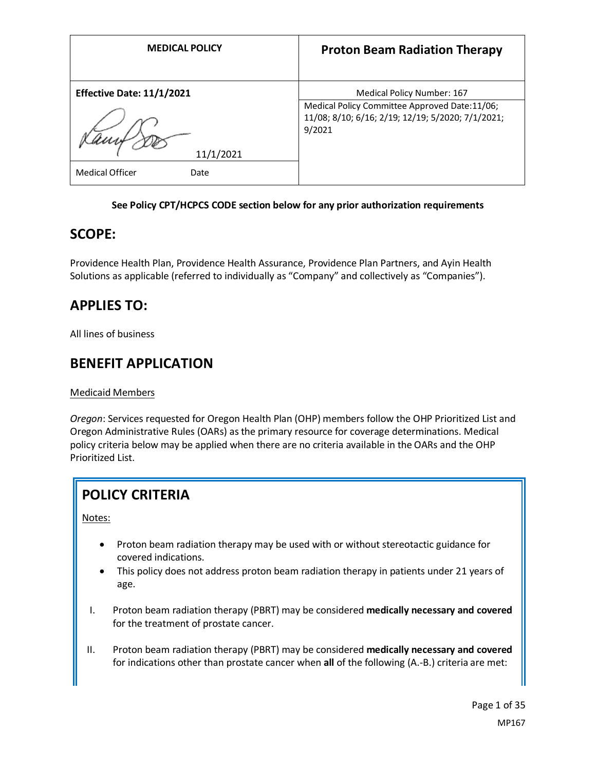| MEDICAL POLICY | Proton Beam Radiation Therapy |
|---|---|
| **Effective Date: 11/1/2021** | Medical Policy Number: 167 |
| 11/1/2021 | Medical Policy Committee Approved Date: 11/06; 11/08; 8/10; 6/16; 2/19; 12/19; 5/2020; 7/1/2021; 9/2021 |
| Medical Officer Date | |

**See Policy CPT/HCPCS CODE section below for any prior authorization requirements**

## SCOPE:

Providence Health Plan, Providence Health Assurance, Providence Plan Partners, and Ayin Health Solutions as applicable (referred to individually as "Company" and collectively as "Companies").

## APPLIES TO:

All lines of business

## BENEFIT APPLICATION

Medicaid Members

*Oregon*: Services requested for Oregon Health Plan (OHP) members follow the OHP Prioritized List and Oregon Administrative Rules (OARs) as the primary resource for coverage determinations. Medical policy criteria below may be applied when there are no criteria available in the OARs and the OHP Prioritized List.

## POLICY CRITERIA

Notes:

- Proton beam radiation therapy may be used with or without stereotactic guidance for covered indications.
- This policy does not address proton beam radiation therapy in patients under 21 years of age.

I. Proton beam radiation therapy (PBRT) may be considered **medically necessary and covered** for the treatment of prostate cancer.

II. Proton beam radiation therapy (PBRT) may be considered **medically necessary and covered** for indications other than prostate cancer when **all** of the following (A.-B.) criteria are met: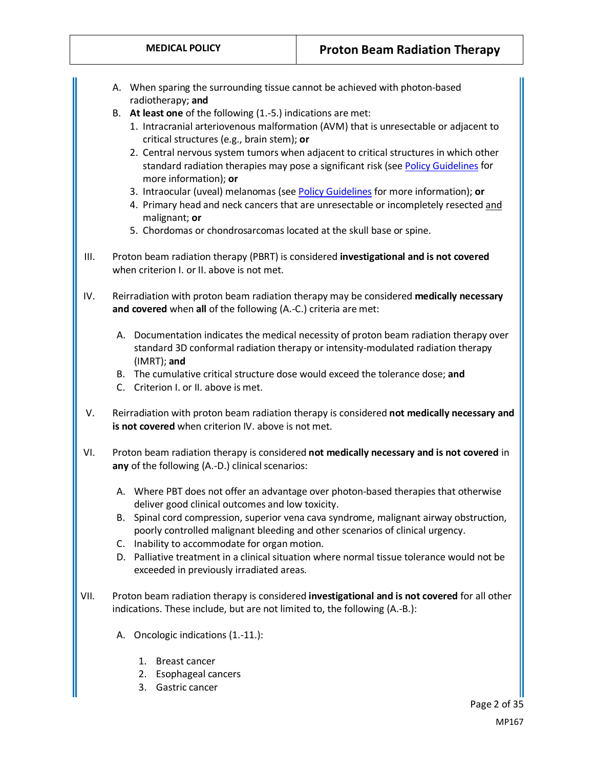A. When sparing the surrounding tissue cannot be achieved with photon-based radiotherapy; **and**

B. **At least one** of the following (1.-5.) indications are met:

   1. Intracranial arteriovenous malformation (AVM) that is unresectable or adjacent to critical structures (e.g., brain stem); **or**
   2. Central nervous system tumors when adjacent to critical structures in which other standard radiation therapies may pose a significant risk (see Policy Guidelines for more information); **or**
   3. Intraocular (uveal) melanomas (see Policy Guidelines for more information); **or**
   4. Primary head and neck cancers that are unresectable or incompletely resected and malignant; **or**
   5. Chordomas or chondrosarcomas located at the skull base or spine.

III. Proton beam radiation therapy (PBRT) is considered **investigational and is not covered** when criterion I. or II. above is not met.

IV. Reirradiation with proton beam radiation therapy may be considered **medically necessary and covered** when **all** of the following (A.-C.) criteria are met:

   A. Documentation indicates the medical necessity of proton beam radiation therapy over standard 3D conformal radiation therapy or intensity-modulated radiation therapy (IMRT); **and**
   B. The cumulative critical structure dose would exceed the tolerance dose; **and**
   C. Criterion I. or II. above is met.

V. Reirradiation with proton beam radiation therapy is considered **not medically necessary and is not covered** when criterion IV. above is not met.

VI. Proton beam radiation therapy is considered **not medically necessary and is not covered** in **any** of the following (A.-D.) clinical scenarios:

   A. Where PBT does not offer an advantage over photon-based therapies that otherwise deliver good clinical outcomes and low toxicity.
   B. Spinal cord compression, superior vena cava syndrome, malignant airway obstruction, poorly controlled malignant bleeding and other scenarios of clinical urgency.
   C. Inability to accommodate for organ motion.
   D. Palliative treatment in a clinical situation where normal tissue tolerance would not be exceeded in previously irradiated areas.

VII. Proton beam radiation therapy is considered **investigational and is not covered** for all other indications. These include, but are not limited to, the following (A.-B.):

   A. Oncologic indications (1.-11.):

      1. Breast cancer
      2. Esophageal cancers
      3. Gastric cancer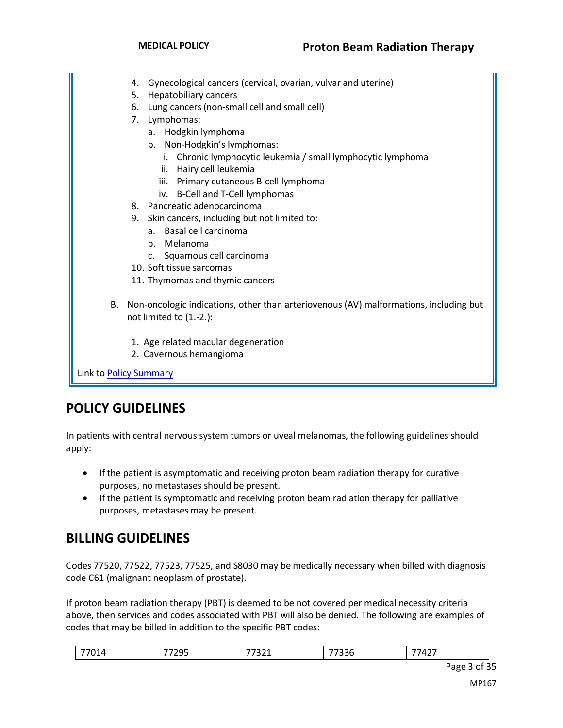4. Gynecological cancers (cervical, ovarian, vulvar and uterine)
5. Hepatobiliary cancers
6. Lung cancers (non-small cell and small cell)
7. Lymphomas:
   a. Hodgkin lymphoma
   b. Non-Hodgkin's lymphomas:
      i. Chronic lymphocytic leukemia / small lymphocytic lymphoma
      ii. Hairy cell leukemia
      iii. Primary cutaneous B-cell lymphoma
      iv. B-Cell and T-Cell lymphomas
8. Pancreatic adenocarcinoma
9. Skin cancers, including but not limited to:
   a. Basal cell carcinoma
   b. Melanoma
   c. Squamous cell carcinoma
10. Soft tissue sarcomas
11. Thymomas and thymic cancers

B. Non-oncologic indications, other than arteriovenous (AV) malformations, including but not limited to (1.-2.):

1. Age related macular degeneration
2. Cavernous hemangioma

Link to Policy Summary

## POLICY GUIDELINES

In patients with central nervous system tumors or uveal melanomas, the following guidelines should apply:

- If the patient is asymptomatic and receiving proton beam radiation therapy for curative purposes, no metastases should be present.
- If the patient is symptomatic and receiving proton beam radiation therapy for palliative purposes, metastases may be present.

## BILLING GUIDELINES

Codes 77520, 77522, 77523, 77525, and S8030 may be medically necessary when billed with diagnosis code C61 (malignant neoplasm of prostate).

If proton beam radiation therapy (PBT) is deemed to be not covered per medical necessity criteria above, then services and codes associated with PBT will also be denied. The following are examples of codes that may be billed in addition to the specific PBT codes:

| 77014 | 77295 | 77321 | 77336 | 77427 |
|---|---|---|---|---|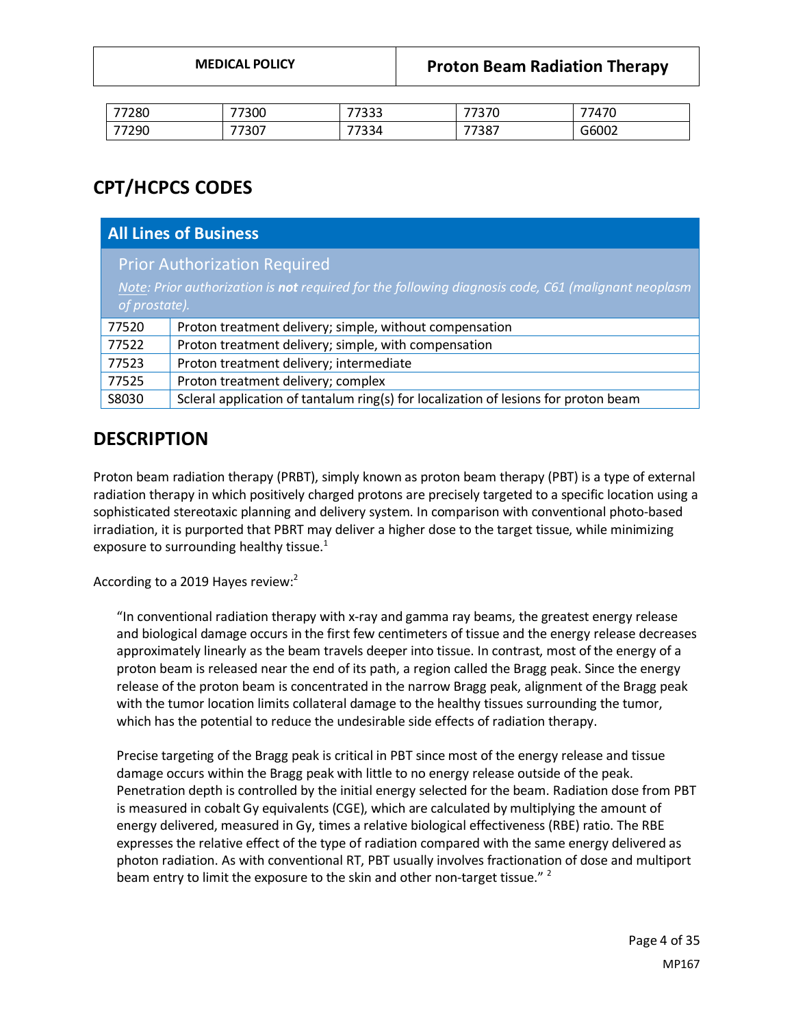| 77280 | 77300 | 77333 | 77370 | 77470 |
|---|---|---|---|---|
| 77290 | 77307 | 77334 | 77387 | G6002 |

## CPT/HCPCS CODES

| All Lines of Business | |
|---|---|
| **Prior Authorization Required**<br>*Note: Prior authorization is **not** required for the following diagnosis code, C61 (malignant neoplasm of prostate).* | |
| 77520 | Proton treatment delivery; simple, without compensation |
| 77522 | Proton treatment delivery; simple, with compensation |
| 77523 | Proton treatment delivery; intermediate |
| 77525 | Proton treatment delivery; complex |
| S8030 | Scleral application of tantalum ring(s) for localization of lesions for proton beam |

## DESCRIPTION

Proton beam radiation therapy (PRBT), simply known as proton beam therapy (PBT) is a type of external radiation therapy in which positively charged protons are precisely targeted to a specific location using a sophisticated stereotaxic planning and delivery system. In comparison with conventional photo-based irradiation, it is purported that PBRT may deliver a higher dose to the target tissue, while minimizing exposure to surrounding healthy tissue.[1]

According to a 2019 Hayes review:[2]

> "In conventional radiation therapy with x-ray and gamma ray beams, the greatest energy release and biological damage occurs in the first few centimeters of tissue and the energy release decreases approximately linearly as the beam travels deeper into tissue. In contrast, most of the energy of a proton beam is released near the end of its path, a region called the Bragg peak. Since the energy release of the proton beam is concentrated in the narrow Bragg peak, alignment of the Bragg peak with the tumor location limits collateral damage to the healthy tissues surrounding the tumor, which has the potential to reduce the undesirable side effects of radiation therapy.
>
> Precise targeting of the Bragg peak is critical in PBT since most of the energy release and tissue damage occurs within the Bragg peak with little to no energy release outside of the peak. Penetration depth is controlled by the initial energy selected for the beam. Radiation dose from PBT is measured in cobalt Gy equivalents (CGE), which are calculated by multiplying the amount of energy delivered, measured in Gy, times a relative biological effectiveness (RBE) ratio. The RBE expresses the relative effect of the type of radiation compared with the same energy delivered as photon radiation. As with conventional RT, PBT usually involves fractionation of dose and multiport beam entry to limit the exposure to the skin and other non-target tissue." [2]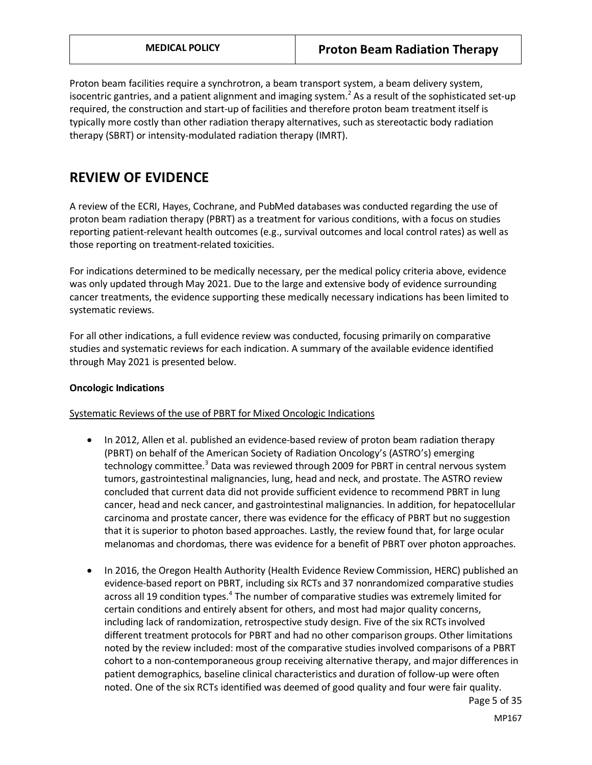Proton beam facilities require a synchrotron, a beam transport system, a beam delivery system, isocentric gantries, and a patient alignment and imaging system.[2] As a result of the sophisticated set-up required, the construction and start-up of facilities and therefore proton beam treatment itself is typically more costly than other radiation therapy alternatives, such as stereotactic body radiation therapy (SBRT) or intensity-modulated radiation therapy (IMRT).

# REVIEW OF EVIDENCE

A review of the ECRI, Hayes, Cochrane, and PubMed databases was conducted regarding the use of proton beam radiation therapy (PBRT) as a treatment for various conditions, with a focus on studies reporting patient-relevant health outcomes (e.g., survival outcomes and local control rates) as well as those reporting on treatment-related toxicities.

For indications determined to be medically necessary, per the medical policy criteria above, evidence was only updated through May 2021. Due to the large and extensive body of evidence surrounding cancer treatments, the evidence supporting these medically necessary indications has been limited to systematic reviews.

For all other indications, a full evidence review was conducted, focusing primarily on comparative studies and systematic reviews for each indication. A summary of the available evidence identified through May 2021 is presented below.

**Oncologic Indications**

Systematic Reviews of the use of PBRT for Mixed Oncologic Indications

- In 2012, Allen et al. published an evidence-based review of proton beam radiation therapy (PBRT) on behalf of the American Society of Radiation Oncology's (ASTRO's) emerging technology committee.[3] Data was reviewed through 2009 for PBRT in central nervous system tumors, gastrointestinal malignancies, lung, head and neck, and prostate. The ASTRO review concluded that current data did not provide sufficient evidence to recommend PBRT in lung cancer, head and neck cancer, and gastrointestinal malignancies. In addition, for hepatocellular carcinoma and prostate cancer, there was evidence for the efficacy of PBRT but no suggestion that it is superior to photon based approaches. Lastly, the review found that, for large ocular melanomas and chordomas, there was evidence for a benefit of PBRT over photon approaches.

- In 2016, the Oregon Health Authority (Health Evidence Review Commission, HERC) published an evidence-based report on PBRT, including six RCTs and 37 nonrandomized comparative studies across all 19 condition types.[4] The number of comparative studies was extremely limited for certain conditions and entirely absent for others, and most had major quality concerns, including lack of randomization, retrospective study design. Five of the six RCTs involved different treatment protocols for PBRT and had no other comparison groups. Other limitations noted by the review included: most of the comparative studies involved comparisons of a PBRT cohort to a non-contemporaneous group receiving alternative therapy, and major differences in patient demographics, baseline clinical characteristics and duration of follow-up were often noted. One of the six RCTs identified was deemed of good quality and four were fair quality.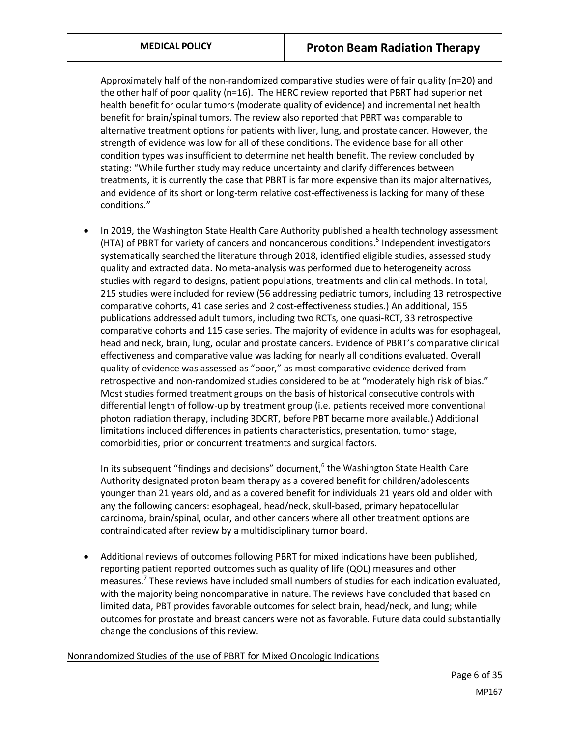Approximately half of the non-randomized comparative studies were of fair quality (n=20) and the other half of poor quality (n=16). The HERC review reported that PBRT had superior net health benefit for ocular tumors (moderate quality of evidence) and incremental net health benefit for brain/spinal tumors. The review also reported that PBRT was comparable to alternative treatment options for patients with liver, lung, and prostate cancer. However, the strength of evidence was low for all of these conditions. The evidence base for all other condition types was insufficient to determine net health benefit. The review concluded by stating: "While further study may reduce uncertainty and clarify differences between treatments, it is currently the case that PBRT is far more expensive than its major alternatives, and evidence of its short or long-term relative cost-effectiveness is lacking for many of these conditions."

- In 2019, the Washington State Health Care Authority published a health technology assessment (HTA) of PBRT for variety of cancers and noncancerous conditions.[5] Independent investigators systematically searched the literature through 2018, identified eligible studies, assessed study quality and extracted data. No meta-analysis was performed due to heterogeneity across studies with regard to designs, patient populations, treatments and clinical methods. In total, 215 studies were included for review (56 addressing pediatric tumors, including 13 retrospective comparative cohorts, 41 case series and 2 cost-effectiveness studies.) An additional, 155 publications addressed adult tumors, including two RCTs, one quasi-RCT, 33 retrospective comparative cohorts and 115 case series. The majority of evidence in adults was for esophageal, head and neck, brain, lung, ocular and prostate cancers. Evidence of PBRT's comparative clinical effectiveness and comparative value was lacking for nearly all conditions evaluated. Overall quality of evidence was assessed as "poor," as most comparative evidence derived from retrospective and non-randomized studies considered to be at "moderately high risk of bias." Most studies formed treatment groups on the basis of historical consecutive controls with differential length of follow-up by treatment group (i.e. patients received more conventional photon radiation therapy, including 3DCRT, before PBT became more available.) Additional limitations included differences in patients characteristics, presentation, tumor stage, comorbidities, prior or concurrent treatments and surgical factors.

  In its subsequent "findings and decisions" document,[6] the Washington State Health Care Authority designated proton beam therapy as a covered benefit for children/adolescents younger than 21 years old, and as a covered benefit for individuals 21 years old and older with any the following cancers: esophageal, head/neck, skull-based, primary hepatocellular carcinoma, brain/spinal, ocular, and other cancers where all other treatment options are contraindicated after review by a multidisciplinary tumor board.

- Additional reviews of outcomes following PBRT for mixed indications have been published, reporting patient reported outcomes such as quality of life (QOL) measures and other measures.[7] These reviews have included small numbers of studies for each indication evaluated, with the majority being noncomparative in nature. The reviews have concluded that based on limited data, PBT provides favorable outcomes for select brain, head/neck, and lung; while outcomes for prostate and breast cancers were not as favorable. Future data could substantially change the conclusions of this review.

<u>Nonrandomized Studies of the use of PBRT for Mixed Oncologic Indications</u>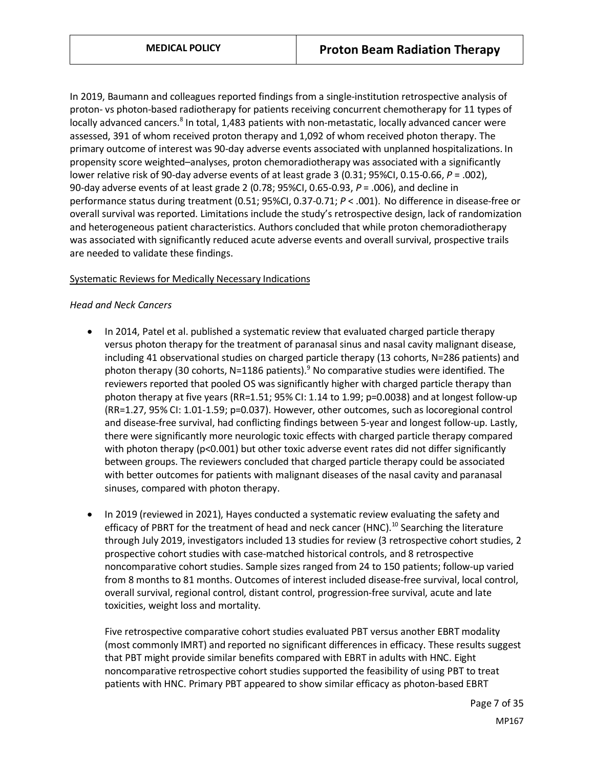In 2019, Baumann and colleagues reported findings from a single-institution retrospective analysis of proton- vs photon-based radiotherapy for patients receiving concurrent chemotherapy for 11 types of locally advanced cancers.[8] In total, 1,483 patients with non-metastatic, locally advanced cancer were assessed, 391 of whom received proton therapy and 1,092 of whom received photon therapy. The primary outcome of interest was 90-day adverse events associated with unplanned hospitalizations. In propensity score weighted–analyses, proton chemoradiotherapy was associated with a significantly lower relative risk of 90-day adverse events of at least grade 3 (0.31; 95%CI, 0.15-0.66, *P* = .002), 90-day adverse events of at least grade 2 (0.78; 95%CI, 0.65-0.93, *P* = .006), and decline in performance status during treatment (0.51; 95%CI, 0.37-0.71; *P* < .001). No difference in disease-free or overall survival was reported. Limitations include the study's retrospective design, lack of randomization and heterogeneous patient characteristics. Authors concluded that while proton chemoradiotherapy was associated with significantly reduced acute adverse events and overall survival, prospective trails are needed to validate these findings.

Systematic Reviews for Medically Necessary Indications

*Head and Neck Cancers*

- In 2014, Patel et al. published a systematic review that evaluated charged particle therapy versus photon therapy for the treatment of paranasal sinus and nasal cavity malignant disease, including 41 observational studies on charged particle therapy (13 cohorts, N=286 patients) and photon therapy (30 cohorts, N=1186 patients).[9] No comparative studies were identified. The reviewers reported that pooled OS was significantly higher with charged particle therapy than photon therapy at five years (RR=1.51; 95% CI: 1.14 to 1.99; p=0.0038) and at longest follow-up (RR=1.27, 95% CI: 1.01-1.59; p=0.037). However, other outcomes, such as locoregional control and disease-free survival, had conflicting findings between 5-year and longest follow-up. Lastly, there were significantly more neurologic toxic effects with charged particle therapy compared with photon therapy (p<0.001) but other toxic adverse event rates did not differ significantly between groups. The reviewers concluded that charged particle therapy could be associated with better outcomes for patients with malignant diseases of the nasal cavity and paranasal sinuses, compared with photon therapy.

- In 2019 (reviewed in 2021), Hayes conducted a systematic review evaluating the safety and efficacy of PBRT for the treatment of head and neck cancer (HNC).[10] Searching the literature through July 2019, investigators included 13 studies for review (3 retrospective cohort studies, 2 prospective cohort studies with case-matched historical controls, and 8 retrospective noncomparative cohort studies. Sample sizes ranged from 24 to 150 patients; follow-up varied from 8 months to 81 months. Outcomes of interest included disease-free survival, local control, overall survival, regional control, distant control, progression-free survival, acute and late toxicities, weight loss and mortality.

  Five retrospective comparative cohort studies evaluated PBT versus another EBRT modality (most commonly IMRT) and reported no significant differences in efficacy. These results suggest that PBT might provide similar benefits compared with EBRT in adults with HNC. Eight noncomparative retrospective cohort studies supported the feasibility of using PBT to treat patients with HNC. Primary PBT appeared to show similar efficacy as photon-based EBRT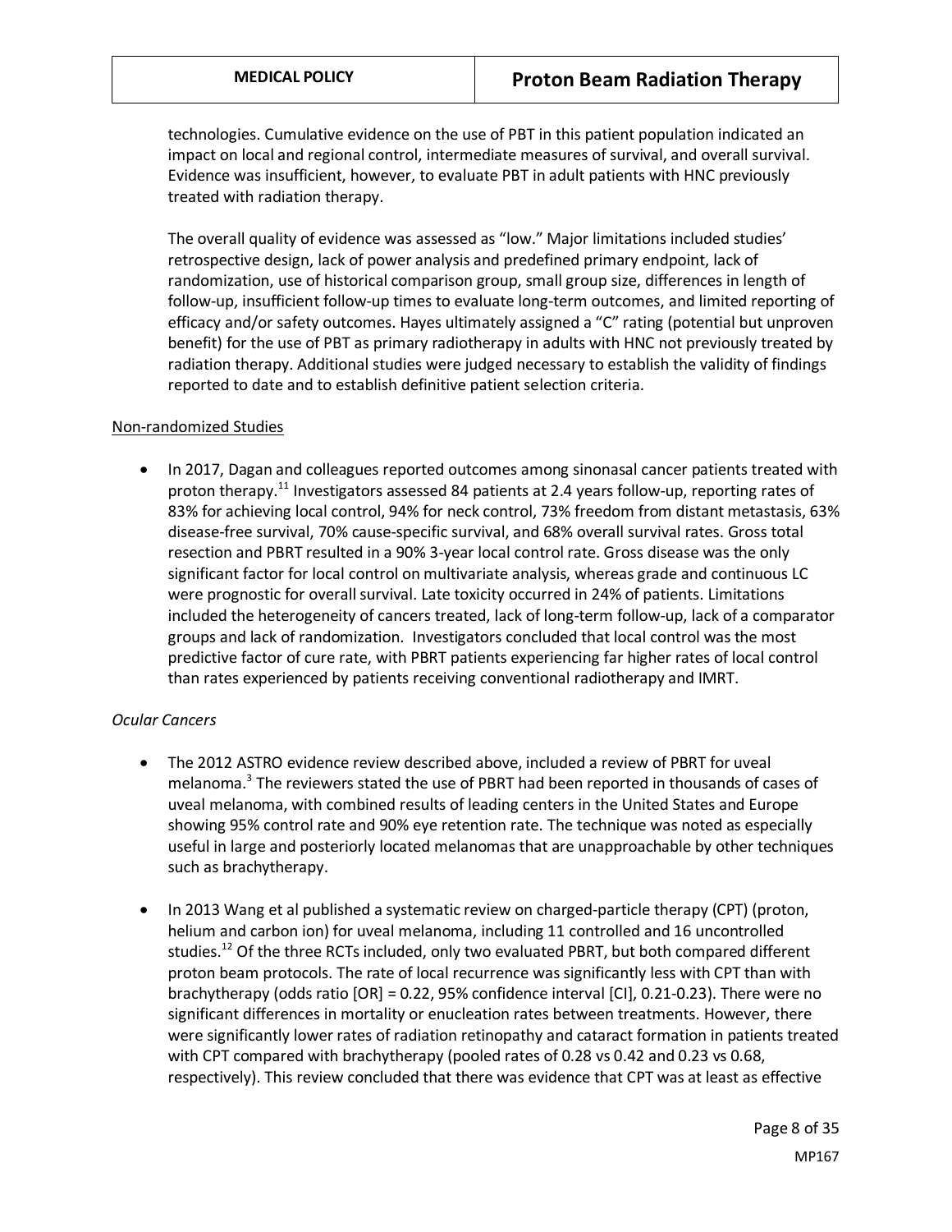technologies. Cumulative evidence on the use of PBT in this patient population indicated an impact on local and regional control, intermediate measures of survival, and overall survival. Evidence was insufficient, however, to evaluate PBT in adult patients with HNC previously treated with radiation therapy.

The overall quality of evidence was assessed as "low." Major limitations included studies' retrospective design, lack of power analysis and predefined primary endpoint, lack of randomization, use of historical comparison group, small group size, differences in length of follow-up, insufficient follow-up times to evaluate long-term outcomes, and limited reporting of efficacy and/or safety outcomes. Hayes ultimately assigned a "C" rating (potential but unproven benefit) for the use of PBT as primary radiotherapy in adults with HNC not previously treated by radiation therapy. Additional studies were judged necessary to establish the validity of findings reported to date and to establish definitive patient selection criteria.

<u>Non-randomized Studies</u>

- In 2017, Dagan and colleagues reported outcomes among sinonasal cancer patients treated with proton therapy.[11] Investigators assessed 84 patients at 2.4 years follow-up, reporting rates of 83% for achieving local control, 94% for neck control, 73% freedom from distant metastasis, 63% disease-free survival, 70% cause-specific survival, and 68% overall survival rates. Gross total resection and PBRT resulted in a 90% 3-year local control rate. Gross disease was the only significant factor for local control on multivariate analysis, whereas grade and continuous LC were prognostic for overall survival. Late toxicity occurred in 24% of patients. Limitations included the heterogeneity of cancers treated, lack of long-term follow-up, lack of a comparator groups and lack of randomization. Investigators concluded that local control was the most predictive factor of cure rate, with PBRT patients experiencing far higher rates of local control than rates experienced by patients receiving conventional radiotherapy and IMRT.

*Ocular Cancers*

- The 2012 ASTRO evidence review described above, included a review of PBRT for uveal melanoma.[3] The reviewers stated the use of PBRT had been reported in thousands of cases of uveal melanoma, with combined results of leading centers in the United States and Europe showing 95% control rate and 90% eye retention rate. The technique was noted as especially useful in large and posteriorly located melanomas that are unapproachable by other techniques such as brachytherapy.
- In 2013 Wang et al published a systematic review on charged-particle therapy (CPT) (proton, helium and carbon ion) for uveal melanoma, including 11 controlled and 16 uncontrolled studies.[12] Of the three RCTs included, only two evaluated PBRT, but both compared different proton beam protocols. The rate of local recurrence was significantly less with CPT than with brachytherapy (odds ratio [OR] = 0.22, 95% confidence interval [CI], 0.21-0.23). There were no significant differences in mortality or enucleation rates between treatments. However, there were significantly lower rates of radiation retinopathy and cataract formation in patients treated with CPT compared with brachytherapy (pooled rates of 0.28 vs 0.42 and 0.23 vs 0.68, respectively). This review concluded that there was evidence that CPT was at least as effective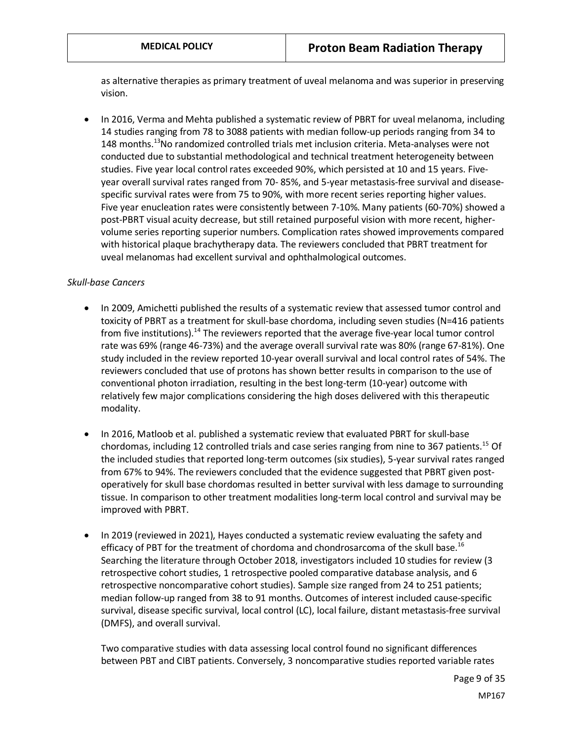as alternative therapies as primary treatment of uveal melanoma and was superior in preserving vision.

- In 2016, Verma and Mehta published a systematic review of PBRT for uveal melanoma, including 14 studies ranging from 78 to 3088 patients with median follow-up periods ranging from 34 to 148 months.[13] No randomized controlled trials met inclusion criteria. Meta-analyses were not conducted due to substantial methodological and technical treatment heterogeneity between studies. Five year local control rates exceeded 90%, which persisted at 10 and 15 years. Five-year overall survival rates ranged from 70- 85%, and 5-year metastasis-free survival and disease-specific survival rates were from 75 to 90%, with more recent series reporting higher values. Five year enucleation rates were consistently between 7-10%. Many patients (60-70%) showed a post-PBRT visual acuity decrease, but still retained purposeful vision with more recent, higher-volume series reporting superior numbers. Complication rates showed improvements compared with historical plaque brachytherapy data. The reviewers concluded that PBRT treatment for uveal melanomas had excellent survival and ophthalmological outcomes.

*Skull-base Cancers*

- In 2009, Amichetti published the results of a systematic review that assessed tumor control and toxicity of PBRT as a treatment for skull-base chordoma, including seven studies (N=416 patients from five institutions).[14] The reviewers reported that the average five-year local tumor control rate was 69% (range 46-73%) and the average overall survival rate was 80% (range 67-81%). One study included in the review reported 10-year overall survival and local control rates of 54%. The reviewers concluded that use of protons has shown better results in comparison to the use of conventional photon irradiation, resulting in the best long-term (10-year) outcome with relatively few major complications considering the high doses delivered with this therapeutic modality.

- In 2016, Matloob et al. published a systematic review that evaluated PBRT for skull-base chordomas, including 12 controlled trials and case series ranging from nine to 367 patients.[15] Of the included studies that reported long-term outcomes (six studies), 5-year survival rates ranged from 67% to 94%. The reviewers concluded that the evidence suggested that PBRT given post-operatively for skull base chordomas resulted in better survival with less damage to surrounding tissue. In comparison to other treatment modalities long-term local control and survival may be improved with PBRT.

- In 2019 (reviewed in 2021), Hayes conducted a systematic review evaluating the safety and efficacy of PBT for the treatment of chordoma and chondrosarcoma of the skull base.[16] Searching the literature through October 2018, investigators included 10 studies for review (3 retrospective cohort studies, 1 retrospective pooled comparative database analysis, and 6 retrospective noncomparative cohort studies). Sample size ranged from 24 to 251 patients; median follow-up ranged from 38 to 91 months. Outcomes of interest included cause-specific survival, disease specific survival, local control (LC), local failure, distant metastasis-free survival (DMFS), and overall survival.

  Two comparative studies with data assessing local control found no significant differences between PBT and CIBT patients. Conversely, 3 noncomparative studies reported variable rates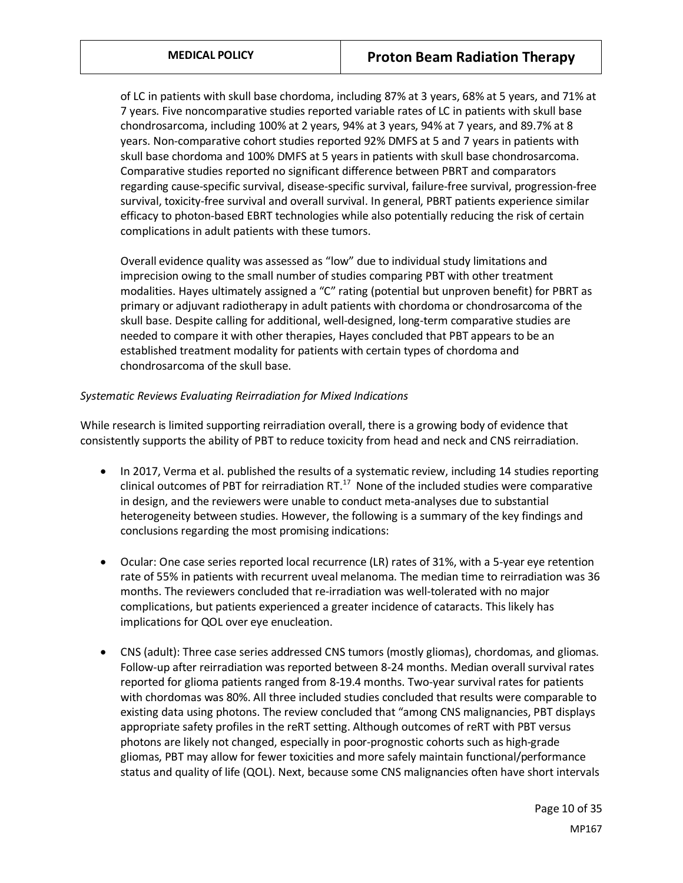of LC in patients with skull base chordoma, including 87% at 3 years, 68% at 5 years, and 71% at 7 years. Five noncomparative studies reported variable rates of LC in patients with skull base chondrosarcoma, including 100% at 2 years, 94% at 3 years, 94% at 7 years, and 89.7% at 8 years. Non-comparative cohort studies reported 92% DMFS at 5 and 7 years in patients with skull base chordoma and 100% DMFS at 5 years in patients with skull base chondrosarcoma. Comparative studies reported no significant difference between PBRT and comparators regarding cause-specific survival, disease-specific survival, failure-free survival, progression-free survival, toxicity-free survival and overall survival. In general, PBRT patients experience similar efficacy to photon-based EBRT technologies while also potentially reducing the risk of certain complications in adult patients with these tumors.

Overall evidence quality was assessed as "low" due to individual study limitations and imprecision owing to the small number of studies comparing PBT with other treatment modalities. Hayes ultimately assigned a "C" rating (potential but unproven benefit) for PBRT as primary or adjuvant radiotherapy in adult patients with chordoma or chondrosarcoma of the skull base. Despite calling for additional, well-designed, long-term comparative studies are needed to compare it with other therapies, Hayes concluded that PBT appears to be an established treatment modality for patients with certain types of chordoma and chondrosarcoma of the skull base.

*Systematic Reviews Evaluating Reirradiation for Mixed Indications*

While research is limited supporting reirradiation overall, there is a growing body of evidence that consistently supports the ability of PBT to reduce toxicity from head and neck and CNS reirradiation.

- In 2017, Verma et al. published the results of a systematic review, including 14 studies reporting clinical outcomes of PBT for reirradiation RT.[17] None of the included studies were comparative in design, and the reviewers were unable to conduct meta-analyses due to substantial heterogeneity between studies. However, the following is a summary of the key findings and conclusions regarding the most promising indications:
- Ocular: One case series reported local recurrence (LR) rates of 31%, with a 5-year eye retention rate of 55% in patients with recurrent uveal melanoma. The median time to reirradiation was 36 months. The reviewers concluded that re-irradiation was well-tolerated with no major complications, but patients experienced a greater incidence of cataracts. This likely has implications for QOL over eye enucleation.
- CNS (adult): Three case series addressed CNS tumors (mostly gliomas), chordomas, and gliomas. Follow-up after reirradiation was reported between 8-24 months. Median overall survival rates reported for glioma patients ranged from 8-19.4 months. Two-year survival rates for patients with chordomas was 80%. All three included studies concluded that results were comparable to existing data using photons. The review concluded that "among CNS malignancies, PBT displays appropriate safety profiles in the reRT setting. Although outcomes of reRT with PBT versus photons are likely not changed, especially in poor-prognostic cohorts such as high-grade gliomas, PBT may allow for fewer toxicities and more safely maintain functional/performance status and quality of life (QOL). Next, because some CNS malignancies often have short intervals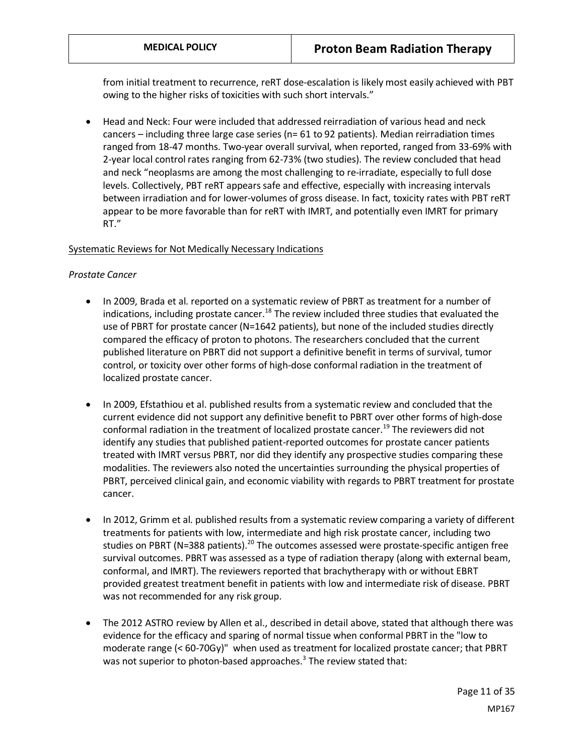from initial treatment to recurrence, reRT dose-escalation is likely most easily achieved with PBT owing to the higher risks of toxicities with such short intervals."

- Head and Neck: Four were included that addressed reirradiation of various head and neck cancers – including three large case series (n= 61 to 92 patients). Median reirradiation times ranged from 18-47 months. Two-year overall survival, when reported, ranged from 33-69% with 2-year local control rates ranging from 62-73% (two studies). The review concluded that head and neck "neoplasms are among the most challenging to re-irradiate, especially to full dose levels. Collectively, PBT reRT appears safe and effective, especially with increasing intervals between irradiation and for lower-volumes of gross disease. In fact, toxicity rates with PBT reRT appear to be more favorable than for reRT with IMRT, and potentially even IMRT for primary RT."

Systematic Reviews for Not Medically Necessary Indications

*Prostate Cancer*

- In 2009, Brada et al. reported on a systematic review of PBRT as treatment for a number of indications, including prostate cancer.[18] The review included three studies that evaluated the use of PBRT for prostate cancer (N=1642 patients), but none of the included studies directly compared the efficacy of proton to photons. The researchers concluded that the current published literature on PBRT did not support a definitive benefit in terms of survival, tumor control, or toxicity over other forms of high-dose conformal radiation in the treatment of localized prostate cancer.

- In 2009, Efstathiou et al. published results from a systematic review and concluded that the current evidence did not support any definitive benefit to PBRT over other forms of high-dose conformal radiation in the treatment of localized prostate cancer.[19] The reviewers did not identify any studies that published patient-reported outcomes for prostate cancer patients treated with IMRT versus PBRT, nor did they identify any prospective studies comparing these modalities. The reviewers also noted the uncertainties surrounding the physical properties of PBRT, perceived clinical gain, and economic viability with regards to PBRT treatment for prostate cancer.

- In 2012, Grimm et al. published results from a systematic review comparing a variety of different treatments for patients with low, intermediate and high risk prostate cancer, including two studies on PBRT (N=388 patients).[20] The outcomes assessed were prostate-specific antigen free survival outcomes. PBRT was assessed as a type of radiation therapy (along with external beam, conformal, and IMRT). The reviewers reported that brachytherapy with or without EBRT provided greatest treatment benefit in patients with low and intermediate risk of disease. PBRT was not recommended for any risk group.

- The 2012 ASTRO review by Allen et al., described in detail above, stated that although there was evidence for the efficacy and sparing of normal tissue when conformal PBRT in the "low to moderate range (< 60-70Gy)" when used as treatment for localized prostate cancer; that PBRT was not superior to photon-based approaches.[3] The review stated that: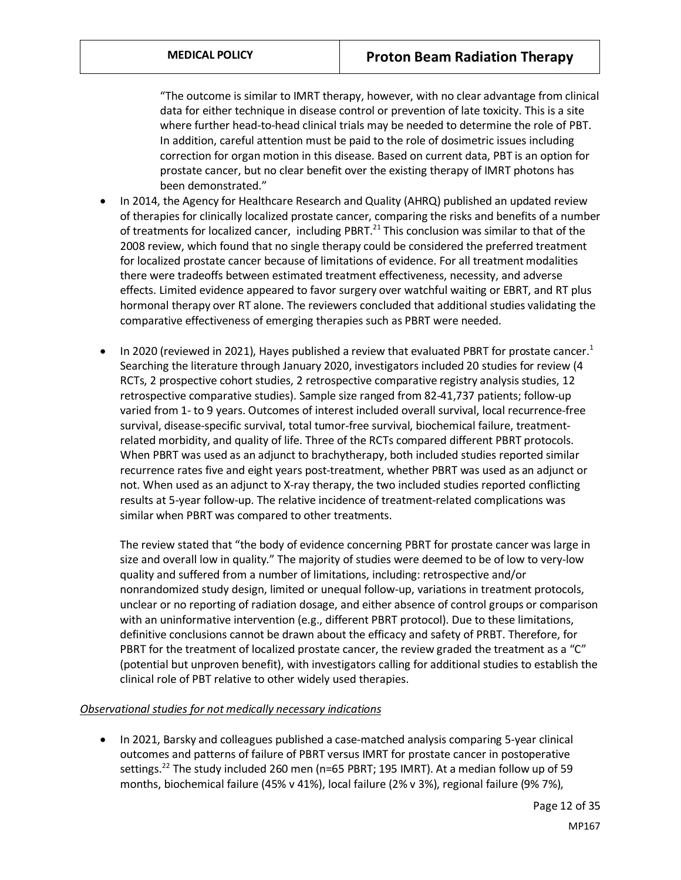> "The outcome is similar to IMRT therapy, however, with no clear advantage from clinical data for either technique in disease control or prevention of late toxicity. This is a site where further head-to-head clinical trials may be needed to determine the role of PBT. In addition, careful attention must be paid to the role of dosimetric issues including correction for organ motion in this disease. Based on current data, PBT is an option for prostate cancer, but no clear benefit over the existing therapy of IMRT photons has been demonstrated."

- In 2014, the Agency for Healthcare Research and Quality (AHRQ) published an updated review of therapies for clinically localized prostate cancer, comparing the risks and benefits of a number of treatments for localized cancer, including PBRT.[21] This conclusion was similar to that of the 2008 review, which found that no single therapy could be considered the preferred treatment for localized prostate cancer because of limitations of evidence. For all treatment modalities there were tradeoffs between estimated treatment effectiveness, necessity, and adverse effects. Limited evidence appeared to favor surgery over watchful waiting or EBRT, and RT plus hormonal therapy over RT alone. The reviewers concluded that additional studies validating the comparative effectiveness of emerging therapies such as PBRT were needed.

- In 2020 (reviewed in 2021), Hayes published a review that evaluated PBRT for prostate cancer.[1] Searching the literature through January 2020, investigators included 20 studies for review (4 RCTs, 2 prospective cohort studies, 2 retrospective comparative registry analysis studies, 12 retrospective comparative studies). Sample size ranged from 82-41,737 patients; follow-up varied from 1- to 9 years. Outcomes of interest included overall survival, local recurrence-free survival, disease-specific survival, total tumor-free survival, biochemical failure, treatment-related morbidity, and quality of life. Three of the RCTs compared different PBRT protocols. When PBRT was used as an adjunct to brachytherapy, both included studies reported similar recurrence rates five and eight years post-treatment, whether PBRT was used as an adjunct or not. When used as an adjunct to X-ray therapy, the two included studies reported conflicting results at 5-year follow-up. The relative incidence of treatment-related complications was similar when PBRT was compared to other treatments.

  The review stated that "the body of evidence concerning PBRT for prostate cancer was large in size and overall low in quality." The majority of studies were deemed to be of low to very-low quality and suffered from a number of limitations, including: retrospective and/or nonrandomized study design, limited or unequal follow-up, variations in treatment protocols, unclear or no reporting of radiation dosage, and either absence of control groups or comparison with an uninformative intervention (e.g., different PBRT protocol). Due to these limitations, definitive conclusions cannot be drawn about the efficacy and safety of PRBT. Therefore, for PBRT for the treatment of localized prostate cancer, the review graded the treatment as a "C" (potential but unproven benefit), with investigators calling for additional studies to establish the clinical role of PBT relative to other widely used therapies.

*Observational studies for not medically necessary indications*

- In 2021, Barsky and colleagues published a case-matched analysis comparing 5-year clinical outcomes and patterns of failure of PBRT versus IMRT for prostate cancer in postoperative settings.[22] The study included 260 men (n=65 PBRT; 195 IMRT). At a median follow up of 59 months, biochemical failure (45% v 41%), local failure (2% v 3%), regional failure (9% 7%),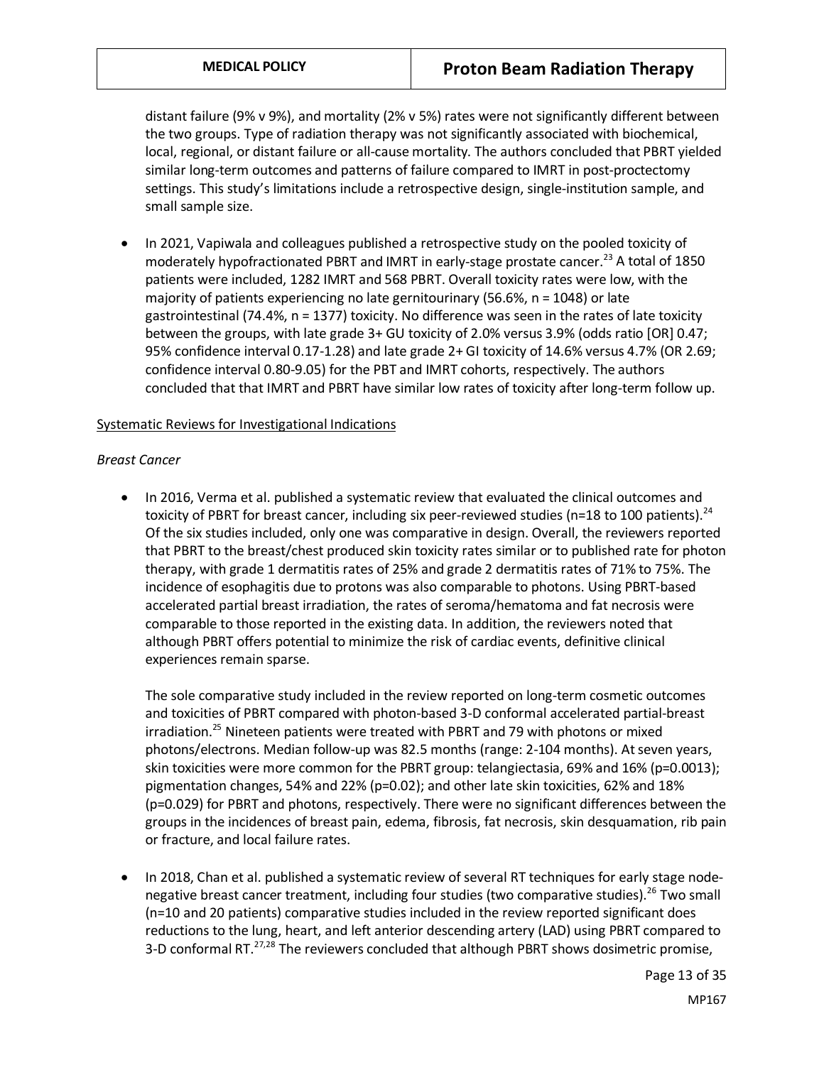distant failure (9% v 9%), and mortality (2% v 5%) rates were not significantly different between the two groups. Type of radiation therapy was not significantly associated with biochemical, local, regional, or distant failure or all-cause mortality. The authors concluded that PBRT yielded similar long-term outcomes and patterns of failure compared to IMRT in post-proctectomy settings. This study's limitations include a retrospective design, single-institution sample, and small sample size.

- In 2021, Vapiwala and colleagues published a retrospective study on the pooled toxicity of moderately hypofractionated PBRT and IMRT in early-stage prostate cancer.[23] A total of 1850 patients were included, 1282 IMRT and 568 PBRT. Overall toxicity rates were low, with the majority of patients experiencing no late gernitourinary (56.6%, n = 1048) or late gastrointestinal (74.4%, n = 1377) toxicity. No difference was seen in the rates of late toxicity between the groups, with late grade 3+ GU toxicity of 2.0% versus 3.9% (odds ratio [OR] 0.47; 95% confidence interval 0.17-1.28) and late grade 2+ GI toxicity of 14.6% versus 4.7% (OR 2.69; confidence interval 0.80-9.05) for the PBT and IMRT cohorts, respectively. The authors concluded that that IMRT and PBRT have similar low rates of toxicity after long-term follow up.

<u>Systematic Reviews for Investigational Indications</u>

*Breast Cancer*

- In 2016, Verma et al. published a systematic review that evaluated the clinical outcomes and toxicity of PBRT for breast cancer, including six peer-reviewed studies (n=18 to 100 patients).[24] Of the six studies included, only one was comparative in design. Overall, the reviewers reported that PBRT to the breast/chest produced skin toxicity rates similar or to published rate for photon therapy, with grade 1 dermatitis rates of 25% and grade 2 dermatitis rates of 71% to 75%. The incidence of esophagitis due to protons was also comparable to photons. Using PBRT-based accelerated partial breast irradiation, the rates of seroma/hematoma and fat necrosis were comparable to those reported in the existing data. In addition, the reviewers noted that although PBRT offers potential to minimize the risk of cardiac events, definitive clinical experiences remain sparse.

  The sole comparative study included in the review reported on long-term cosmetic outcomes and toxicities of PBRT compared with photon-based 3-D conformal accelerated partial-breast irradiation.[25] Nineteen patients were treated with PBRT and 79 with photons or mixed photons/electrons. Median follow-up was 82.5 months (range: 2-104 months). At seven years, skin toxicities were more common for the PBRT group: telangiectasia, 69% and 16% (p=0.0013); pigmentation changes, 54% and 22% (p=0.02); and other late skin toxicities, 62% and 18% (p=0.029) for PBRT and photons, respectively. There were no significant differences between the groups in the incidences of breast pain, edema, fibrosis, fat necrosis, skin desquamation, rib pain or fracture, and local failure rates.

- In 2018, Chan et al. published a systematic review of several RT techniques for early stage node-negative breast cancer treatment, including four studies (two comparative studies).[26] Two small (n=10 and 20 patients) comparative studies included in the review reported significant does reductions to the lung, heart, and left anterior descending artery (LAD) using PBRT compared to 3-D conformal RT.[27,28] The reviewers concluded that although PBRT shows dosimetric promise,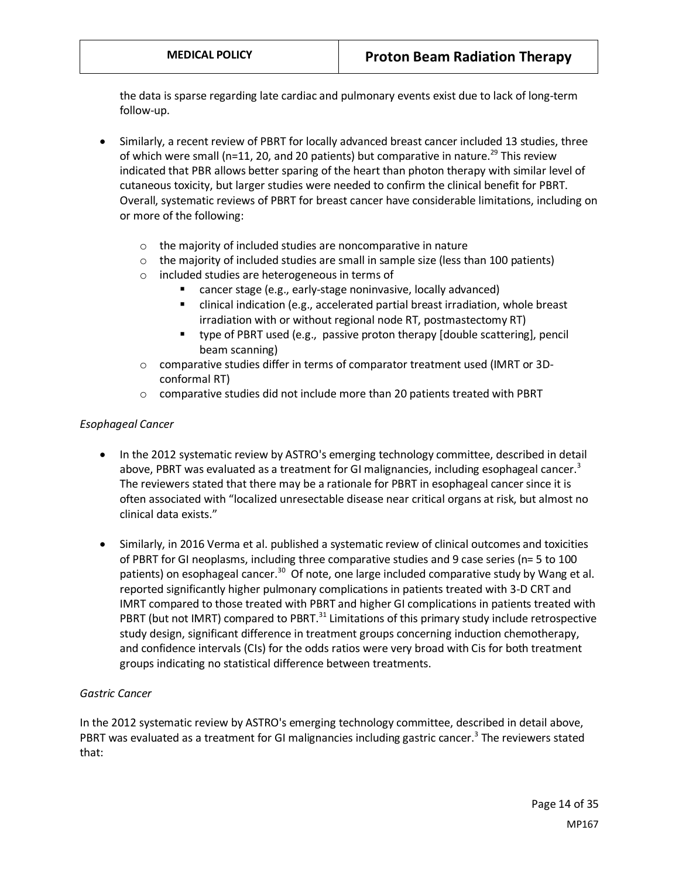the data is sparse regarding late cardiac and pulmonary events exist due to lack of long-term follow-up.

- Similarly, a recent review of PBRT for locally advanced breast cancer included 13 studies, three of which were small (n=11, 20, and 20 patients) but comparative in nature.[29] This review indicated that PBR allows better sparing of the heart than photon therapy with similar level of cutaneous toxicity, but larger studies were needed to confirm the clinical benefit for PBRT. Overall, systematic reviews of PBRT for breast cancer have considerable limitations, including on or more of the following:
  - the majority of included studies are noncomparative in nature
  - the majority of included studies are small in sample size (less than 100 patients)
  - included studies are heterogeneous in terms of
    - cancer stage (e.g., early-stage noninvasive, locally advanced)
    - clinical indication (e.g., accelerated partial breast irradiation, whole breast irradiation with or without regional node RT, postmastectomy RT)
    - type of PBRT used (e.g., passive proton therapy [double scattering], pencil beam scanning)
  - comparative studies differ in terms of comparator treatment used (IMRT or 3D-conformal RT)
  - comparative studies did not include more than 20 patients treated with PBRT

*Esophageal Cancer*

- In the 2012 systematic review by ASTRO's emerging technology committee, described in detail above, PBRT was evaluated as a treatment for GI malignancies, including esophageal cancer.[3] The reviewers stated that there may be a rationale for PBRT in esophageal cancer since it is often associated with "localized unresectable disease near critical organs at risk, but almost no clinical data exists."

- Similarly, in 2016 Verma et al. published a systematic review of clinical outcomes and toxicities of PBRT for GI neoplasms, including three comparative studies and 9 case series (n= 5 to 100 patients) on esophageal cancer.[30] Of note, one large included comparative study by Wang et al. reported significantly higher pulmonary complications in patients treated with 3-D CRT and IMRT compared to those treated with PBRT and higher GI complications in patients treated with PBRT (but not IMRT) compared to PBRT.[31] Limitations of this primary study include retrospective study design, significant difference in treatment groups concerning induction chemotherapy, and confidence intervals (CIs) for the odds ratios were very broad with Cis for both treatment groups indicating no statistical difference between treatments.

*Gastric Cancer*

In the 2012 systematic review by ASTRO's emerging technology committee, described in detail above, PBRT was evaluated as a treatment for GI malignancies including gastric cancer.[3] The reviewers stated that: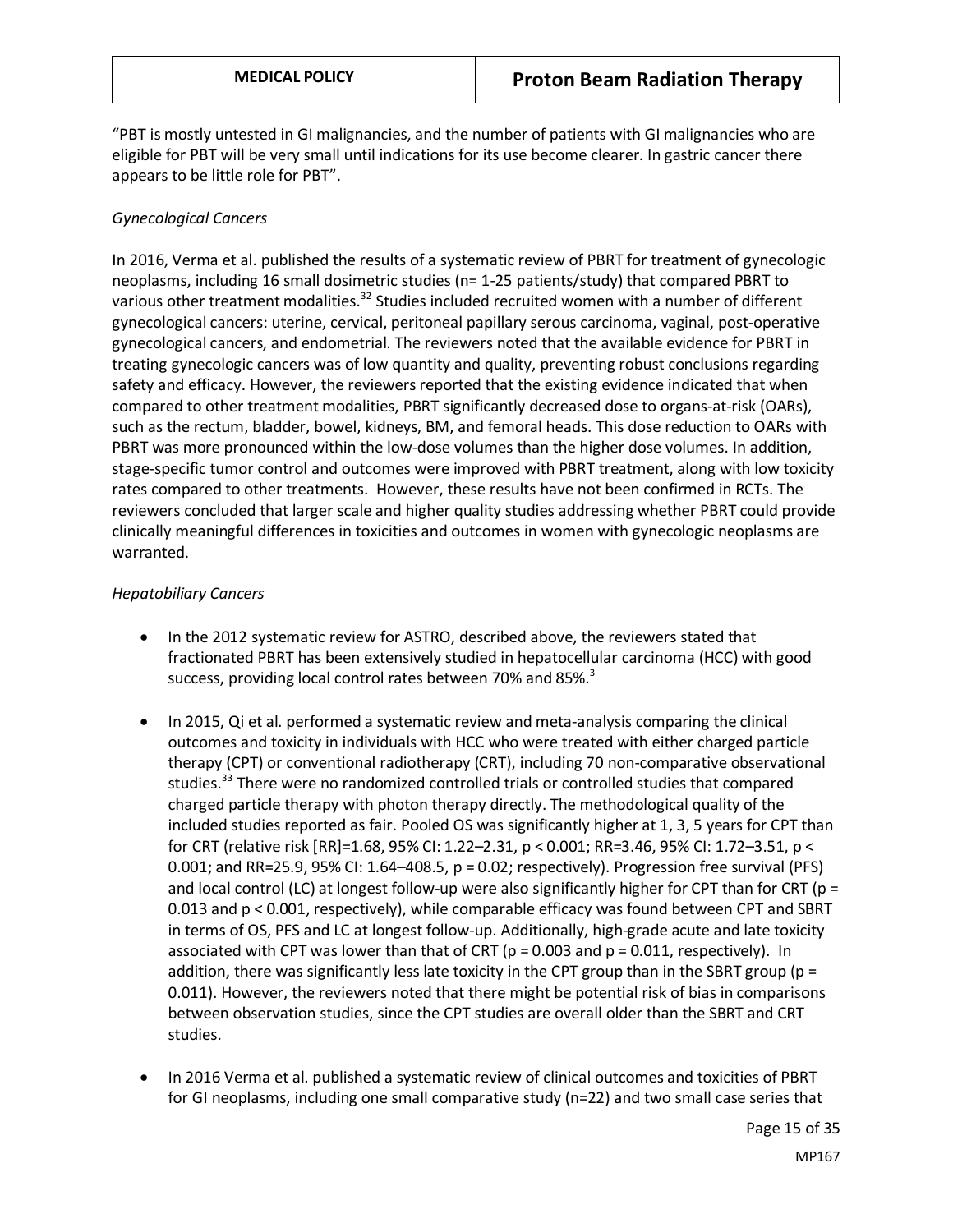"PBT is mostly untested in GI malignancies, and the number of patients with GI malignancies who are eligible for PBT will be very small until indications for its use become clearer. In gastric cancer there appears to be little role for PBT".

*Gynecological Cancers*

In 2016, Verma et al. published the results of a systematic review of PBRT for treatment of gynecologic neoplasms, including 16 small dosimetric studies (n= 1-25 patients/study) that compared PBRT to various other treatment modalities.[32] Studies included recruited women with a number of different gynecological cancers: uterine, cervical, peritoneal papillary serous carcinoma, vaginal, post-operative gynecological cancers, and endometrial. The reviewers noted that the available evidence for PBRT in treating gynecologic cancers was of low quantity and quality, preventing robust conclusions regarding safety and efficacy. However, the reviewers reported that the existing evidence indicated that when compared to other treatment modalities, PBRT significantly decreased dose to organs-at-risk (OARs), such as the rectum, bladder, bowel, kidneys, BM, and femoral heads. This dose reduction to OARs with PBRT was more pronounced within the low-dose volumes than the higher dose volumes. In addition, stage-specific tumor control and outcomes were improved with PBRT treatment, along with low toxicity rates compared to other treatments. However, these results have not been confirmed in RCTs. The reviewers concluded that larger scale and higher quality studies addressing whether PBRT could provide clinically meaningful differences in toxicities and outcomes in women with gynecologic neoplasms are warranted.

*Hepatobiliary Cancers*

- In the 2012 systematic review for ASTRO, described above, the reviewers stated that fractionated PBRT has been extensively studied in hepatocellular carcinoma (HCC) with good success, providing local control rates between 70% and 85%.[3]

- In 2015, Qi et al. performed a systematic review and meta-analysis comparing the clinical outcomes and toxicity in individuals with HCC who were treated with either charged particle therapy (CPT) or conventional radiotherapy (CRT), including 70 non-comparative observational studies.[33] There were no randomized controlled trials or controlled studies that compared charged particle therapy with photon therapy directly. The methodological quality of the included studies reported as fair. Pooled OS was significantly higher at 1, 3, 5 years for CPT than for CRT (relative risk [RR]=1.68, 95% CI: 1.22–2.31, $p < 0.001$; RR=3.46, 95% CI: 1.72–3.51, $p < 0.001$; and RR=25.9, 95% CI: 1.64–408.5, $p = 0.02$; respectively). Progression free survival (PFS) and local control (LC) at longest follow-up were also significantly higher for CPT than for CRT ($p = 0.013$ and $p < 0.001$, respectively), while comparable efficacy was found between CPT and SBRT in terms of OS, PFS and LC at longest follow-up. Additionally, high-grade acute and late toxicity associated with CPT was lower than that of CRT ($p = 0.003$ and $p = 0.011$, respectively). In addition, there was significantly less late toxicity in the CPT group than in the SBRT group ($p = 0.011$). However, the reviewers noted that there might be potential risk of bias in comparisons between observation studies, since the CPT studies are overall older than the SBRT and CRT studies.

- In 2016 Verma et al. published a systematic review of clinical outcomes and toxicities of PBRT for GI neoplasms, including one small comparative study (n=22) and two small case series that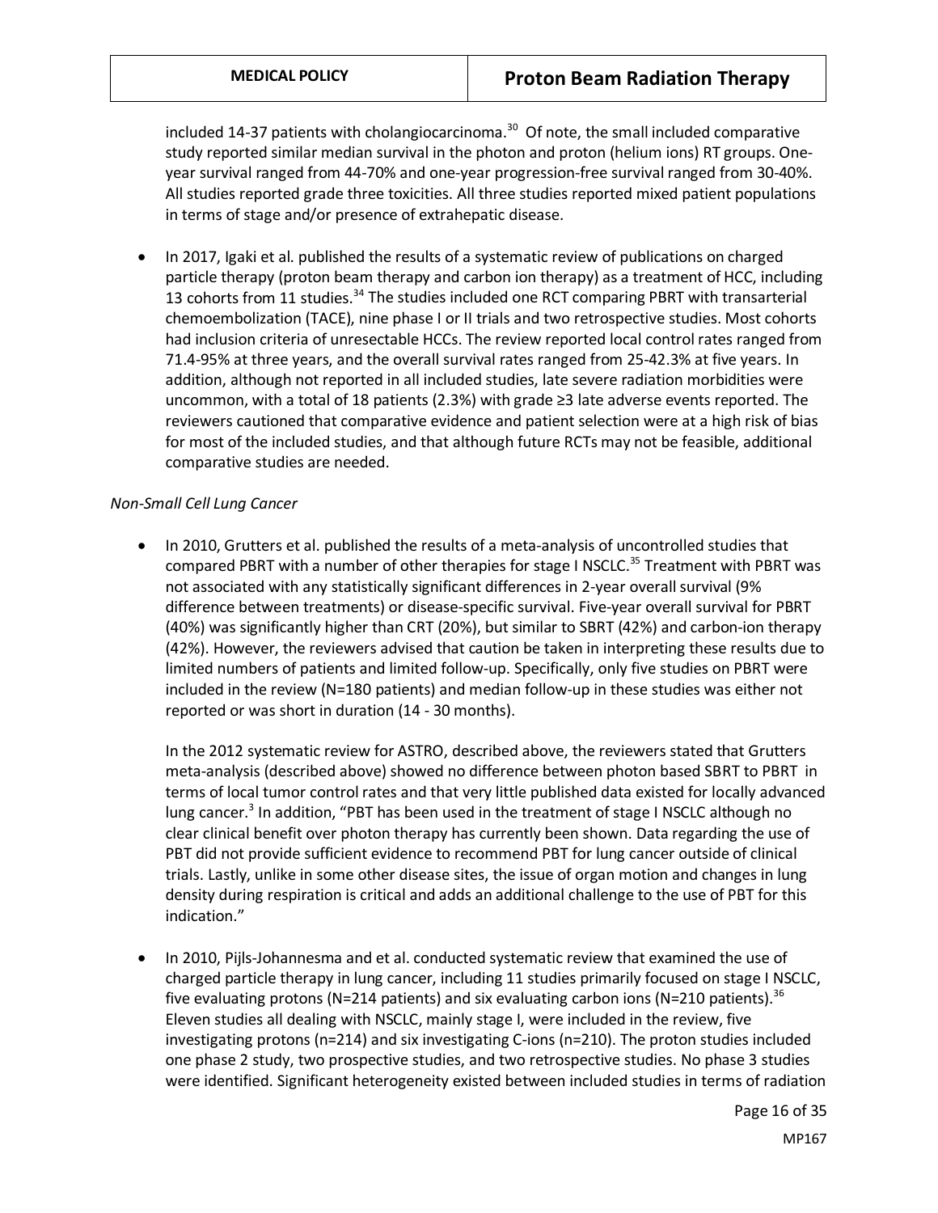included 14-37 patients with cholangiocarcinoma.[30] Of note, the small included comparative study reported similar median survival in the photon and proton (helium ions) RT groups. One-year survival ranged from 44-70% and one-year progression-free survival ranged from 30-40%. All studies reported grade three toxicities. All three studies reported mixed patient populations in terms of stage and/or presence of extrahepatic disease.

- In 2017, Igaki et al. published the results of a systematic review of publications on charged particle therapy (proton beam therapy and carbon ion therapy) as a treatment of HCC, including 13 cohorts from 11 studies.[34] The studies included one RCT comparing PBRT with transarterial chemoembolization (TACE), nine phase I or II trials and two retrospective studies. Most cohorts had inclusion criteria of unresectable HCCs. The review reported local control rates ranged from 71.4-95% at three years, and the overall survival rates ranged from 25-42.3% at five years. In addition, although not reported in all included studies, late severe radiation morbidities were uncommon, with a total of 18 patients (2.3%) with grade ≥3 late adverse events reported. The reviewers cautioned that comparative evidence and patient selection were at a high risk of bias for most of the included studies, and that although future RCTs may not be feasible, additional comparative studies are needed.

*Non-Small Cell Lung Cancer*

- In 2010, Grutters et al. published the results of a meta-analysis of uncontrolled studies that compared PBRT with a number of other therapies for stage I NSCLC.[35] Treatment with PBRT was not associated with any statistically significant differences in 2-year overall survival (9% difference between treatments) or disease-specific survival. Five-year overall survival for PBRT (40%) was significantly higher than CRT (20%), but similar to SBRT (42%) and carbon-ion therapy (42%). However, the reviewers advised that caution be taken in interpreting these results due to limited numbers of patients and limited follow-up. Specifically, only five studies on PBRT were included in the review (N=180 patients) and median follow-up in these studies was either not reported or was short in duration (14 - 30 months).

  In the 2012 systematic review for ASTRO, described above, the reviewers stated that Grutters meta-analysis (described above) showed no difference between photon based SBRT to PBRT in terms of local tumor control rates and that very little published data existed for locally advanced lung cancer.[3] In addition, "PBT has been used in the treatment of stage I NSCLC although no clear clinical benefit over photon therapy has currently been shown. Data regarding the use of PBT did not provide sufficient evidence to recommend PBT for lung cancer outside of clinical trials. Lastly, unlike in some other disease sites, the issue of organ motion and changes in lung density during respiration is critical and adds an additional challenge to the use of PBT for this indication."

- In 2010, Pijls-Johannesma and et al. conducted systematic review that examined the use of charged particle therapy in lung cancer, including 11 studies primarily focused on stage I NSCLC, five evaluating protons (N=214 patients) and six evaluating carbon ions (N=210 patients).[36] Eleven studies all dealing with NSCLC, mainly stage I, were included in the review, five investigating protons (n=214) and six investigating C-ions (n=210). The proton studies included one phase 2 study, two prospective studies, and two retrospective studies. No phase 3 studies were identified. Significant heterogeneity existed between included studies in terms of radiation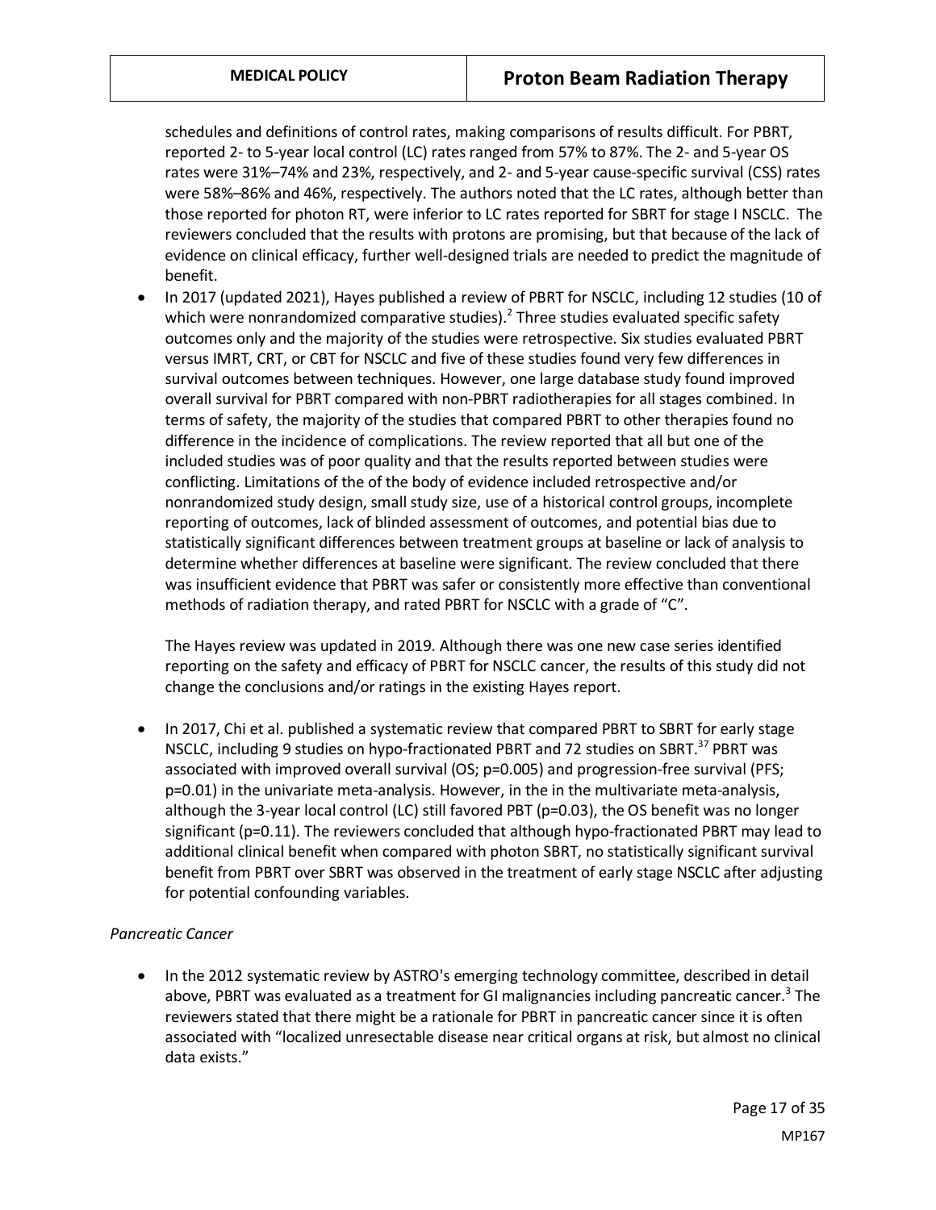schedules and definitions of control rates, making comparisons of results difficult. For PBRT, reported 2- to 5-year local control (LC) rates ranged from 57% to 87%. The 2- and 5-year OS rates were 31%–74% and 23%, respectively, and 2- and 5-year cause-specific survival (CSS) rates were 58%–86% and 46%, respectively. The authors noted that the LC rates, although better than those reported for photon RT, were inferior to LC rates reported for SBRT for stage I NSCLC. The reviewers concluded that the results with protons are promising, but that because of the lack of evidence on clinical efficacy, further well-designed trials are needed to predict the magnitude of benefit.

- In 2017 (updated 2021), Hayes published a review of PBRT for NSCLC, including 12 studies (10 of which were nonrandomized comparative studies).[2] Three studies evaluated specific safety outcomes only and the majority of the studies were retrospective. Six studies evaluated PBRT versus IMRT, CRT, or CBT for NSCLC and five of these studies found very few differences in survival outcomes between techniques. However, one large database study found improved overall survival for PBRT compared with non-PBRT radiotherapies for all stages combined. In terms of safety, the majority of the studies that compared PBRT to other therapies found no difference in the incidence of complications. The review reported that all but one of the included studies was of poor quality and that the results reported between studies were conflicting. Limitations of the of the body of evidence included retrospective and/or nonrandomized study design, small study size, use of a historical control groups, incomplete reporting of outcomes, lack of blinded assessment of outcomes, and potential bias due to statistically significant differences between treatment groups at baseline or lack of analysis to determine whether differences at baseline were significant. The review concluded that there was insufficient evidence that PBRT was safer or consistently more effective than conventional methods of radiation therapy, and rated PBRT for NSCLC with a grade of "C".

  The Hayes review was updated in 2019. Although there was one new case series identified reporting on the safety and efficacy of PBRT for NSCLC cancer, the results of this study did not change the conclusions and/or ratings in the existing Hayes report.

- In 2017, Chi et al. published a systematic review that compared PBRT to SBRT for early stage NSCLC, including 9 studies on hypo-fractionated PBRT and 72 studies on SBRT.[37] PBRT was associated with improved overall survival (OS; p=0.005) and progression-free survival (PFS; p=0.01) in the univariate meta-analysis. However, in the in the multivariate meta-analysis, although the 3-year local control (LC) still favored PBT (p=0.03), the OS benefit was no longer significant (p=0.11). The reviewers concluded that although hypo-fractionated PBRT may lead to additional clinical benefit when compared with photon SBRT, no statistically significant survival benefit from PBRT over SBRT was observed in the treatment of early stage NSCLC after adjusting for potential confounding variables.

*Pancreatic Cancer*

- In the 2012 systematic review by ASTRO's emerging technology committee, described in detail above, PBRT was evaluated as a treatment for GI malignancies including pancreatic cancer.[3] The reviewers stated that there might be a rationale for PBRT in pancreatic cancer since it is often associated with "localized unresectable disease near critical organs at risk, but almost no clinical data exists."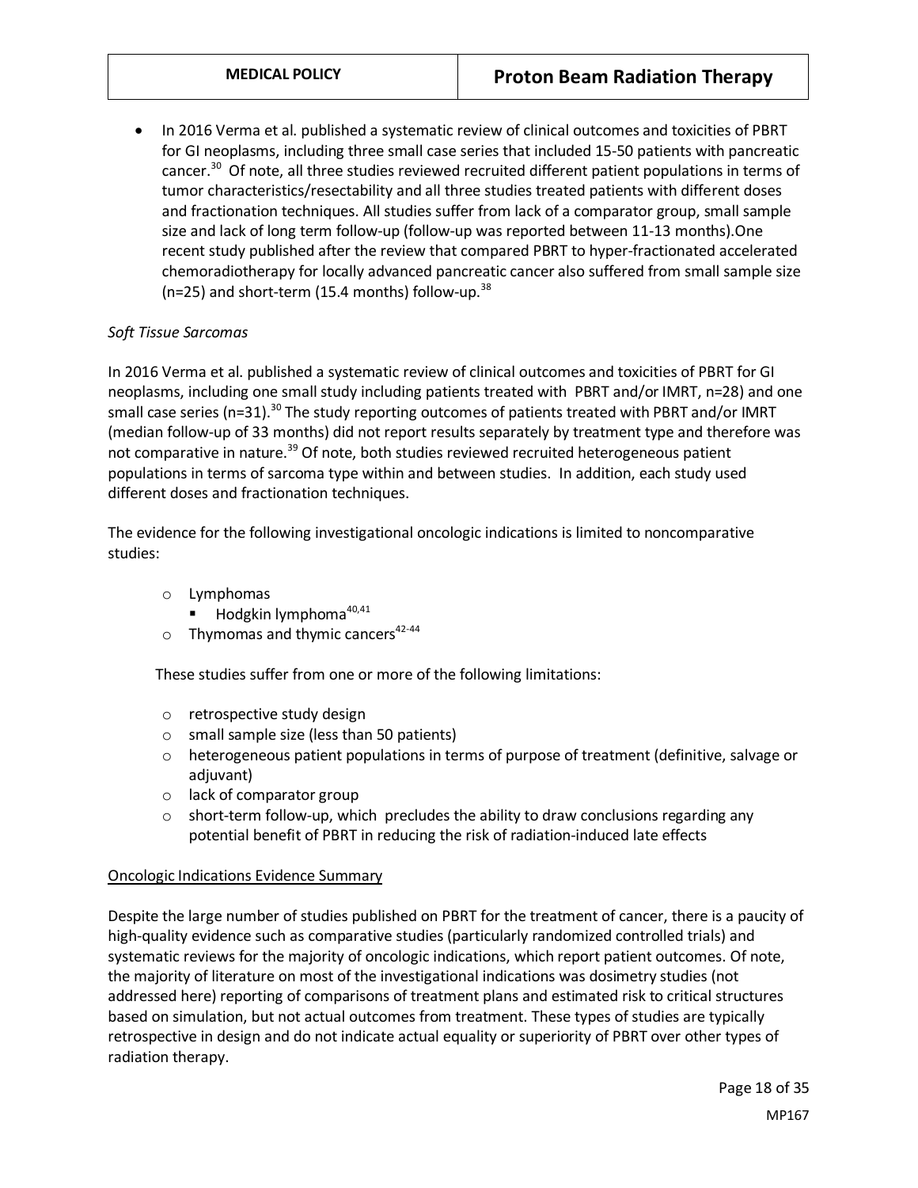- In 2016 Verma et al. published a systematic review of clinical outcomes and toxicities of PBRT for GI neoplasms, including three small case series that included 15-50 patients with pancreatic cancer.[30] Of note, all three studies reviewed recruited different patient populations in terms of tumor characteristics/resectability and all three studies treated patients with different doses and fractionation techniques. All studies suffer from lack of a comparator group, small sample size and lack of long term follow-up (follow-up was reported between 11-13 months).One recent study published after the review that compared PBRT to hyper-fractionated accelerated chemoradiotherapy for locally advanced pancreatic cancer also suffered from small sample size (n=25) and short-term (15.4 months) follow-up.[38]

*Soft Tissue Sarcomas*

In 2016 Verma et al. published a systematic review of clinical outcomes and toxicities of PBRT for GI neoplasms, including one small study including patients treated with PBRT and/or IMRT, n=28) and one small case series (n=31).[30] The study reporting outcomes of patients treated with PBRT and/or IMRT (median follow-up of 33 months) did not report results separately by treatment type and therefore was not comparative in nature.[39] Of note, both studies reviewed recruited heterogeneous patient populations in terms of sarcoma type within and between studies. In addition, each study used different doses and fractionation techniques.

The evidence for the following investigational oncologic indications is limited to noncomparative studies:

- Lymphomas
  - Hodgkin lymphoma[40,41]
- Thymomas and thymic cancers[42-44]

These studies suffer from one or more of the following limitations:

- retrospective study design
- small sample size (less than 50 patients)
- heterogeneous patient populations in terms of purpose of treatment (definitive, salvage or adjuvant)
- lack of comparator group
- short-term follow-up, which precludes the ability to draw conclusions regarding any potential benefit of PBRT in reducing the risk of radiation-induced late effects

Oncologic Indications Evidence Summary

Despite the large number of studies published on PBRT for the treatment of cancer, there is a paucity of high-quality evidence such as comparative studies (particularly randomized controlled trials) and systematic reviews for the majority of oncologic indications, which report patient outcomes. Of note, the majority of literature on most of the investigational indications was dosimetry studies (not addressed here) reporting of comparisons of treatment plans and estimated risk to critical structures based on simulation, but not actual outcomes from treatment. These types of studies are typically retrospective in design and do not indicate actual equality or superiority of PBRT over other types of radiation therapy.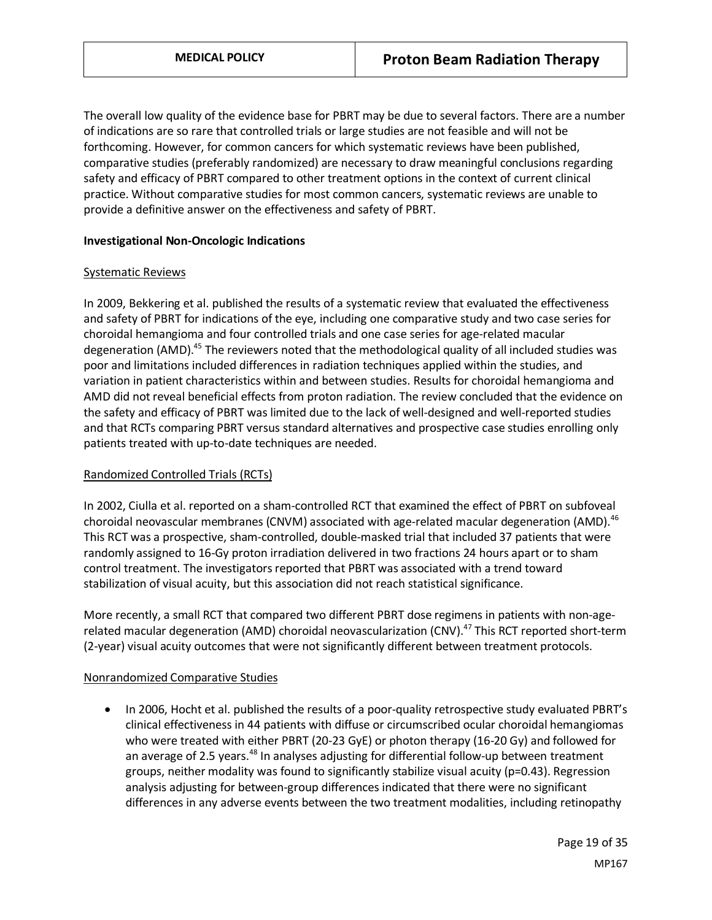The overall low quality of the evidence base for PBRT may be due to several factors. There are a number of indications are so rare that controlled trials or large studies are not feasible and will not be forthcoming. However, for common cancers for which systematic reviews have been published, comparative studies (preferably randomized) are necessary to draw meaningful conclusions regarding safety and efficacy of PBRT compared to other treatment options in the context of current clinical practice. Without comparative studies for most common cancers, systematic reviews are unable to provide a definitive answer on the effectiveness and safety of PBRT.

**Investigational Non-Oncologic Indications**

Systematic Reviews

In 2009, Bekkering et al. published the results of a systematic review that evaluated the effectiveness and safety of PBRT for indications of the eye, including one comparative study and two case series for choroidal hemangioma and four controlled trials and one case series for age-related macular degeneration (AMD).[45] The reviewers noted that the methodological quality of all included studies was poor and limitations included differences in radiation techniques applied within the studies, and variation in patient characteristics within and between studies. Results for choroidal hemangioma and AMD did not reveal beneficial effects from proton radiation. The review concluded that the evidence on the safety and efficacy of PBRT was limited due to the lack of well-designed and well-reported studies and that RCTs comparing PBRT versus standard alternatives and prospective case studies enrolling only patients treated with up-to-date techniques are needed.

Randomized Controlled Trials (RCTs)

In 2002, Ciulla et al. reported on a sham-controlled RCT that examined the effect of PBRT on subfoveal choroidal neovascular membranes (CNVM) associated with age-related macular degeneration (AMD).[46] This RCT was a prospective, sham-controlled, double-masked trial that included 37 patients that were randomly assigned to 16-Gy proton irradiation delivered in two fractions 24 hours apart or to sham control treatment. The investigators reported that PBRT was associated with a trend toward stabilization of visual acuity, but this association did not reach statistical significance.

More recently, a small RCT that compared two different PBRT dose regimens in patients with non-age-related macular degeneration (AMD) choroidal neovascularization (CNV).[47] This RCT reported short-term (2-year) visual acuity outcomes that were not significantly different between treatment protocols.

Nonrandomized Comparative Studies

- In 2006, Hocht et al. published the results of a poor-quality retrospective study evaluated PBRT's clinical effectiveness in 44 patients with diffuse or circumscribed ocular choroidal hemangiomas who were treated with either PBRT (20-23 GyE) or photon therapy (16-20 Gy) and followed for an average of 2.5 years.[48] In analyses adjusting for differential follow-up between treatment groups, neither modality was found to significantly stabilize visual acuity ($p=0.43$). Regression analysis adjusting for between-group differences indicated that there were no significant differences in any adverse events between the two treatment modalities, including retinopathy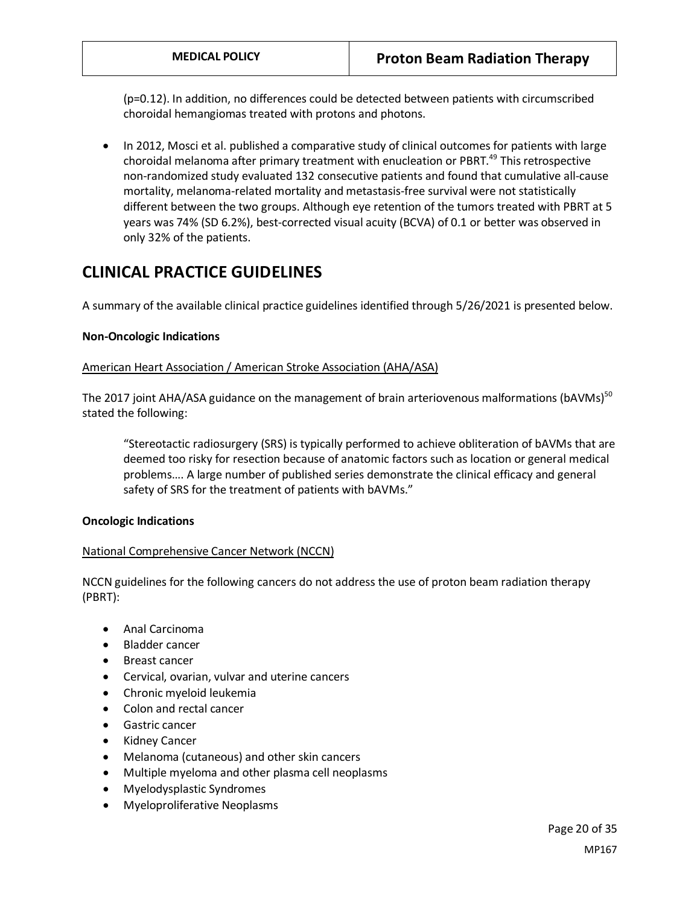(p=0.12). In addition, no differences could be detected between patients with circumscribed choroidal hemangiomas treated with protons and photons.

- In 2012, Mosci et al. published a comparative study of clinical outcomes for patients with large choroidal melanoma after primary treatment with enucleation or PBRT.[49] This retrospective non-randomized study evaluated 132 consecutive patients and found that cumulative all-cause mortality, melanoma-related mortality and metastasis-free survival were not statistically different between the two groups. Although eye retention of the tumors treated with PBRT at 5 years was 74% (SD 6.2%), best-corrected visual acuity (BCVA) of 0.1 or better was observed in only 32% of the patients.

# CLINICAL PRACTICE GUIDELINES

A summary of the available clinical practice guidelines identified through 5/26/2021 is presented below.

**Non-Oncologic Indications**

American Heart Association / American Stroke Association (AHA/ASA)

The 2017 joint AHA/ASA guidance on the management of brain arteriovenous malformations (bAVMs)[50] stated the following:

> "Stereotactic radiosurgery (SRS) is typically performed to achieve obliteration of bAVMs that are deemed too risky for resection because of anatomic factors such as location or general medical problems…. A large number of published series demonstrate the clinical efficacy and general safety of SRS for the treatment of patients with bAVMs."

**Oncologic Indications**

National Comprehensive Cancer Network (NCCN)

NCCN guidelines for the following cancers do not address the use of proton beam radiation therapy (PBRT):

- Anal Carcinoma
- Bladder cancer
- Breast cancer
- Cervical, ovarian, vulvar and uterine cancers
- Chronic myeloid leukemia
- Colon and rectal cancer
- Gastric cancer
- Kidney Cancer
- Melanoma (cutaneous) and other skin cancers
- Multiple myeloma and other plasma cell neoplasms
- Myelodysplastic Syndromes
- Myeloproliferative Neoplasms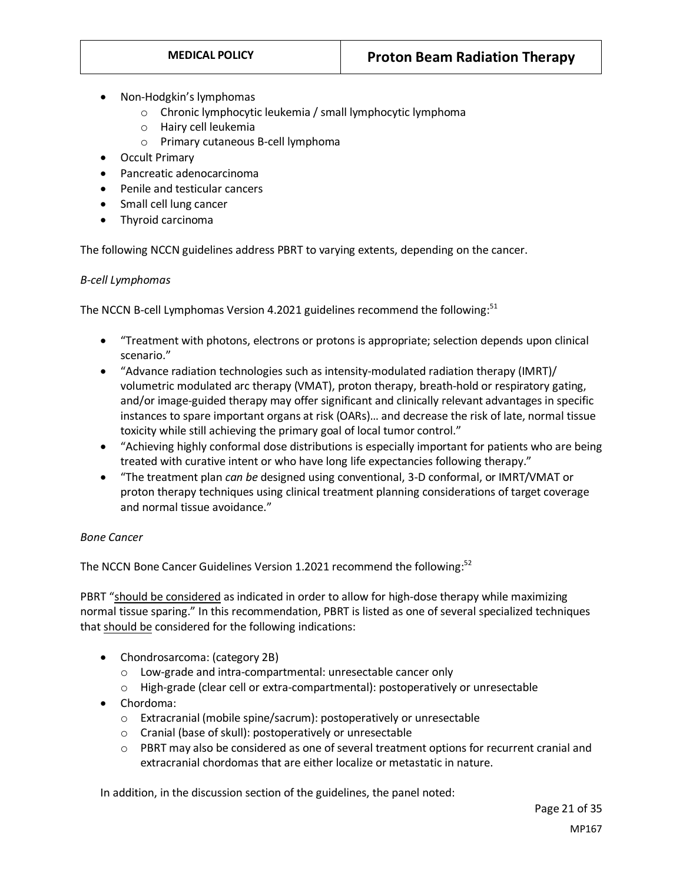- Non-Hodgkin's lymphomas
    - Chronic lymphocytic leukemia / small lymphocytic lymphoma
    - Hairy cell leukemia
    - Primary cutaneous B-cell lymphoma
- Occult Primary
- Pancreatic adenocarcinoma
- Penile and testicular cancers
- Small cell lung cancer
- Thyroid carcinoma

The following NCCN guidelines address PBRT to varying extents, depending on the cancer.

*B-cell Lymphomas*

The NCCN B-cell Lymphomas Version 4.2021 guidelines recommend the following:[51]

- "Treatment with photons, electrons or protons is appropriate; selection depends upon clinical scenario."
- "Advance radiation technologies such as intensity-modulated radiation therapy (IMRT)/ volumetric modulated arc therapy (VMAT), proton therapy, breath-hold or respiratory gating, and/or image-guided therapy may offer significant and clinically relevant advantages in specific instances to spare important organs at risk (OARs)… and decrease the risk of late, normal tissue toxicity while still achieving the primary goal of local tumor control."
- "Achieving highly conformal dose distributions is especially important for patients who are being treated with curative intent or who have long life expectancies following therapy."
- "The treatment plan *can be* designed using conventional, 3-D conformal, or IMRT/VMAT or proton therapy techniques using clinical treatment planning considerations of target coverage and normal tissue avoidance."

*Bone Cancer*

The NCCN Bone Cancer Guidelines Version 1.2021 recommend the following:[52]

PBRT "<u>should be considered</u> as indicated in order to allow for high-dose therapy while maximizing normal tissue sparing." In this recommendation, PBRT is listed as one of several specialized techniques that <u>should be</u> considered for the following indications:

- Chondrosarcoma: (category 2B)
    - Low-grade and intra-compartmental: unresectable cancer only
    - High-grade (clear cell or extra-compartmental): postoperatively or unresectable
- Chordoma:
    - Extracranial (mobile spine/sacrum): postoperatively or unresectable
    - Cranial (base of skull): postoperatively or unresectable
    - PBRT may also be considered as one of several treatment options for recurrent cranial and extracranial chordomas that are either localize or metastatic in nature.

In addition, in the discussion section of the guidelines, the panel noted: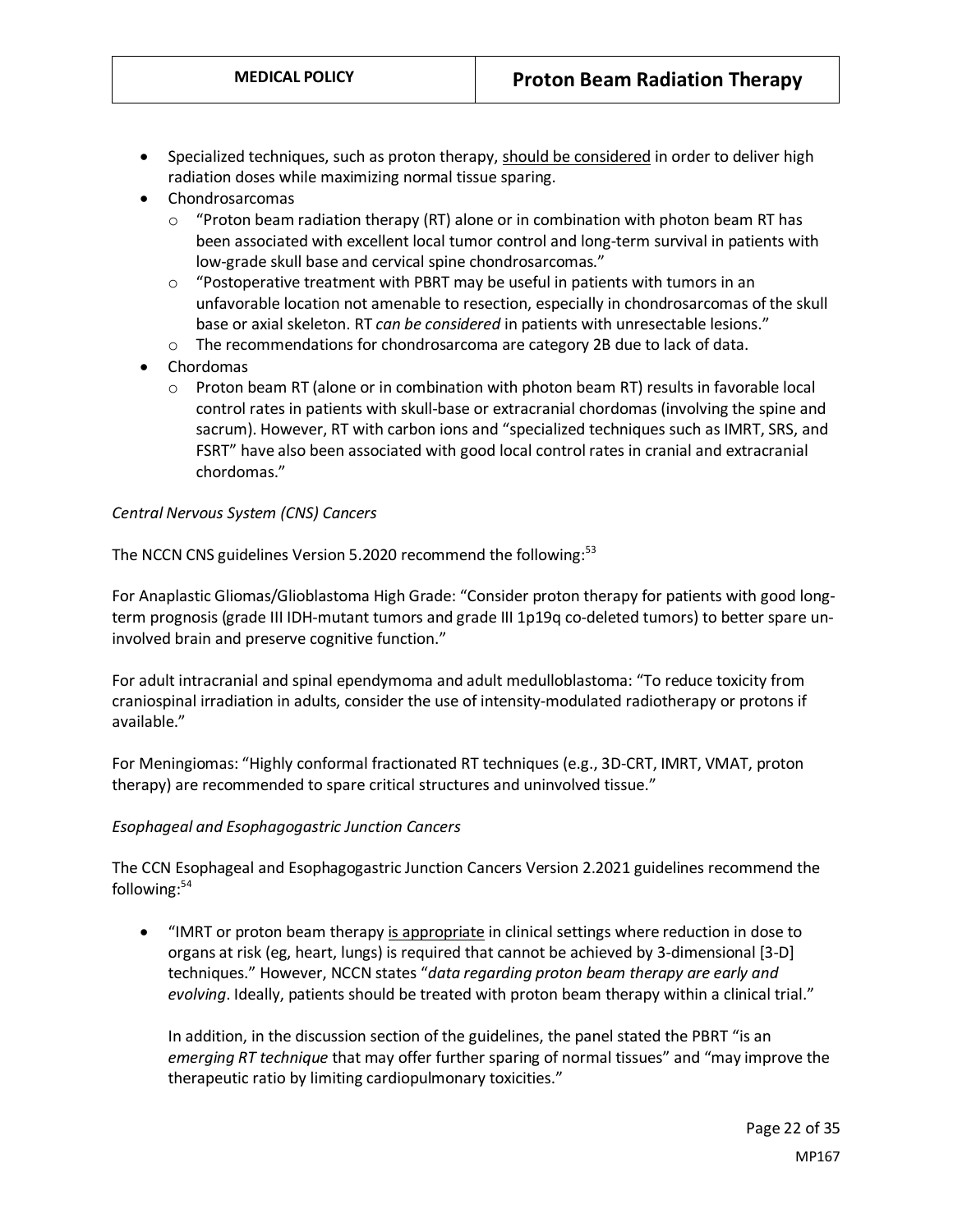- Specialized techniques, such as proton therapy, <u>should be considered</u> in order to deliver high radiation doses while maximizing normal tissue sparing.
- Chondrosarcomas
  - "Proton beam radiation therapy (RT) alone or in combination with photon beam RT has been associated with excellent local tumor control and long-term survival in patients with low-grade skull base and cervical spine chondrosarcomas."
  - "Postoperative treatment with PBRT may be useful in patients with tumors in an unfavorable location not amenable to resection, especially in chondrosarcomas of the skull base or axial skeleton. RT *can be considered* in patients with unresectable lesions."
  - The recommendations for chondrosarcoma are category 2B due to lack of data.
- Chordomas
  - Proton beam RT (alone or in combination with photon beam RT) results in favorable local control rates in patients with skull-base or extracranial chordomas (involving the spine and sacrum). However, RT with carbon ions and "specialized techniques such as IMRT, SRS, and FSRT" have also been associated with good local control rates in cranial and extracranial chordomas."

*Central Nervous System (CNS) Cancers*

The NCCN CNS guidelines Version 5.2020 recommend the following:[53]

For Anaplastic Gliomas/Glioblastoma High Grade: "Consider proton therapy for patients with good long-term prognosis (grade III IDH-mutant tumors and grade III 1p19q co-deleted tumors) to better spare un-involved brain and preserve cognitive function."

For adult intracranial and spinal ependymoma and adult medulloblastoma: "To reduce toxicity from craniospinal irradiation in adults, consider the use of intensity-modulated radiotherapy or protons if available."

For Meningiomas: "Highly conformal fractionated RT techniques (e.g., 3D-CRT, IMRT, VMAT, proton therapy) are recommended to spare critical structures and uninvolved tissue."

*Esophageal and Esophagogastric Junction Cancers*

The CCN Esophageal and Esophagogastric Junction Cancers Version 2.2021 guidelines recommend the following:[54]

- "IMRT or proton beam therapy <u>is appropriate</u> in clinical settings where reduction in dose to organs at risk (eg, heart, lungs) is required that cannot be achieved by 3-dimensional [3-D] techniques." However, NCCN states "*data regarding proton beam therapy are early and evolving*. Ideally, patients should be treated with proton beam therapy within a clinical trial."

  In addition, in the discussion section of the guidelines, the panel stated the PBRT "is an *emerging RT technique* that may offer further sparing of normal tissues" and "may improve the therapeutic ratio by limiting cardiopulmonary toxicities."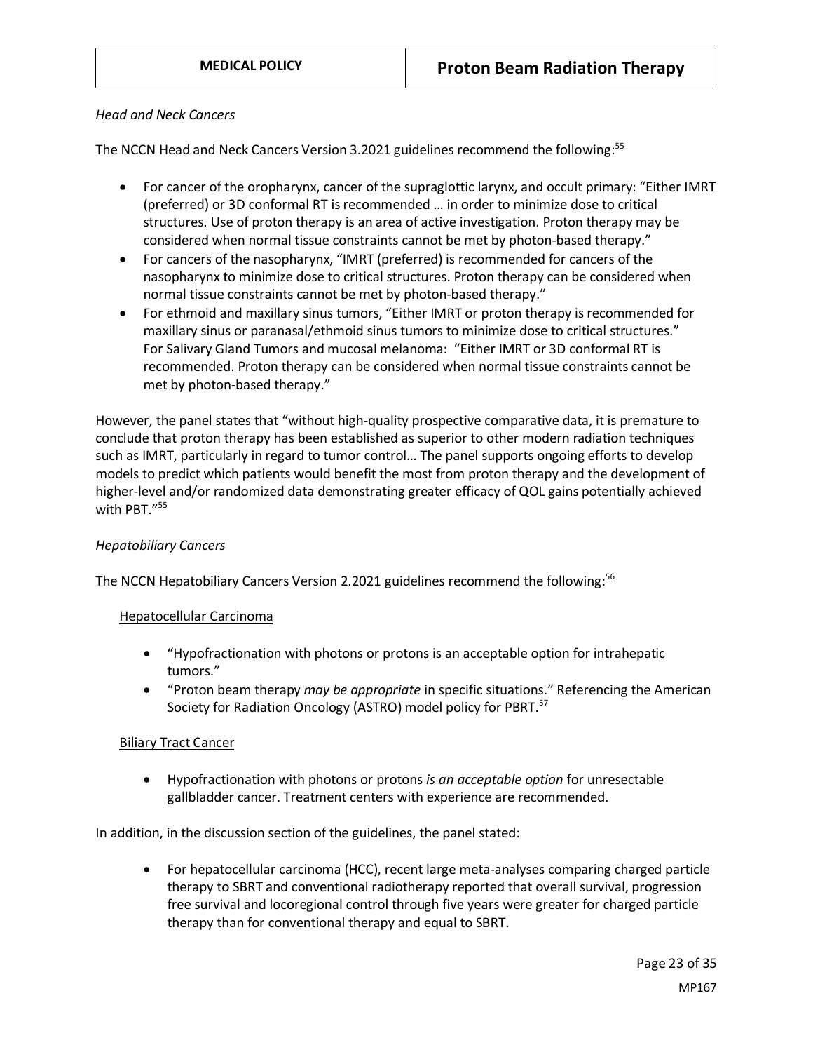*Head and Neck Cancers*

The NCCN Head and Neck Cancers Version 3.2021 guidelines recommend the following:[55]

- For cancer of the oropharynx, cancer of the supraglottic larynx, and occult primary: "Either IMRT (preferred) or 3D conformal RT is recommended … in order to minimize dose to critical structures. Use of proton therapy is an area of active investigation. Proton therapy may be considered when normal tissue constraints cannot be met by photon-based therapy."
- For cancers of the nasopharynx, "IMRT (preferred) is recommended for cancers of the nasopharynx to minimize dose to critical structures. Proton therapy can be considered when normal tissue constraints cannot be met by photon-based therapy."
- For ethmoid and maxillary sinus tumors, "Either IMRT or proton therapy is recommended for maxillary sinus or paranasal/ethmoid sinus tumors to minimize dose to critical structures." For Salivary Gland Tumors and mucosal melanoma: "Either IMRT or 3D conformal RT is recommended. Proton therapy can be considered when normal tissue constraints cannot be met by photon-based therapy."

However, the panel states that "without high-quality prospective comparative data, it is premature to conclude that proton therapy has been established as superior to other modern radiation techniques such as IMRT, particularly in regard to tumor control… The panel supports ongoing efforts to develop models to predict which patients would benefit the most from proton therapy and the development of higher-level and/or randomized data demonstrating greater efficacy of QOL gains potentially achieved with PBT."[55]

*Hepatobiliary Cancers*

The NCCN Hepatobiliary Cancers Version 2.2021 guidelines recommend the following:[56]

Hepatocellular Carcinoma

- "Hypofractionation with photons or protons is an acceptable option for intrahepatic tumors."
- "Proton beam therapy *may be appropriate* in specific situations." Referencing the American Society for Radiation Oncology (ASTRO) model policy for PBRT.[57]

Biliary Tract Cancer

- Hypofractionation with photons or protons *is an acceptable option* for unresectable gallbladder cancer. Treatment centers with experience are recommended.

In addition, in the discussion section of the guidelines, the panel stated:

- For hepatocellular carcinoma (HCC), recent large meta-analyses comparing charged particle therapy to SBRT and conventional radiotherapy reported that overall survival, progression free survival and locoregional control through five years were greater for charged particle therapy than for conventional therapy and equal to SBRT.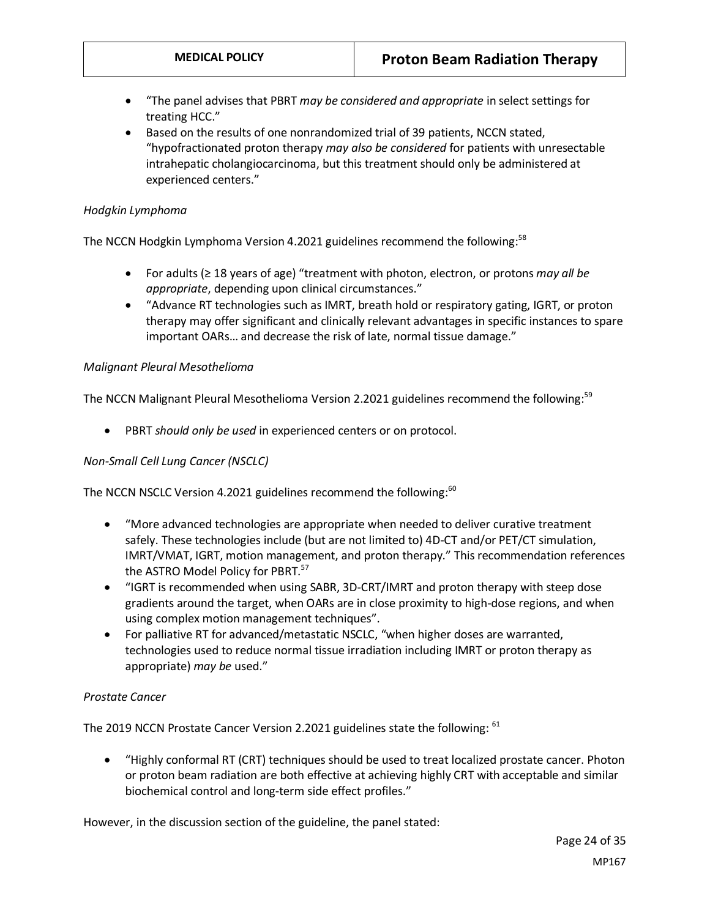- "The panel advises that PBRT *may be considered and appropriate* in select settings for treating HCC."
- Based on the results of one nonrandomized trial of 39 patients, NCCN stated, "hypofractionated proton therapy *may also be considered* for patients with unresectable intrahepatic cholangiocarcinoma, but this treatment should only be administered at experienced centers."

*Hodgkin Lymphoma*

The NCCN Hodgkin Lymphoma Version 4.2021 guidelines recommend the following:[58]

- For adults (≥ 18 years of age) "treatment with photon, electron, or protons *may all be appropriate*, depending upon clinical circumstances."
- "Advance RT technologies such as IMRT, breath hold or respiratory gating, IGRT, or proton therapy may offer significant and clinically relevant advantages in specific instances to spare important OARs… and decrease the risk of late, normal tissue damage."

*Malignant Pleural Mesothelioma*

The NCCN Malignant Pleural Mesothelioma Version 2.2021 guidelines recommend the following:[59]

- PBRT *should only be used* in experienced centers or on protocol.

*Non-Small Cell Lung Cancer (NSCLC)*

The NCCN NSCLC Version 4.2021 guidelines recommend the following:[60]

- "More advanced technologies are appropriate when needed to deliver curative treatment safely. These technologies include (but are not limited to) 4D-CT and/or PET/CT simulation, IMRT/VMAT, IGRT, motion management, and proton therapy." This recommendation references the ASTRO Model Policy for PBRT.[57]
- "IGRT is recommended when using SABR, 3D-CRT/IMRT and proton therapy with steep dose gradients around the target, when OARs are in close proximity to high-dose regions, and when using complex motion management techniques".
- For palliative RT for advanced/metastatic NSCLC, "when higher doses are warranted, technologies used to reduce normal tissue irradiation including IMRT or proton therapy as appropriate) *may be* used."

*Prostate Cancer*

The 2019 NCCN Prostate Cancer Version 2.2021 guidelines state the following: [61]

- "Highly conformal RT (CRT) techniques should be used to treat localized prostate cancer. Photon or proton beam radiation are both effective at achieving highly CRT with acceptable and similar biochemical control and long-term side effect profiles."

However, in the discussion section of the guideline, the panel stated: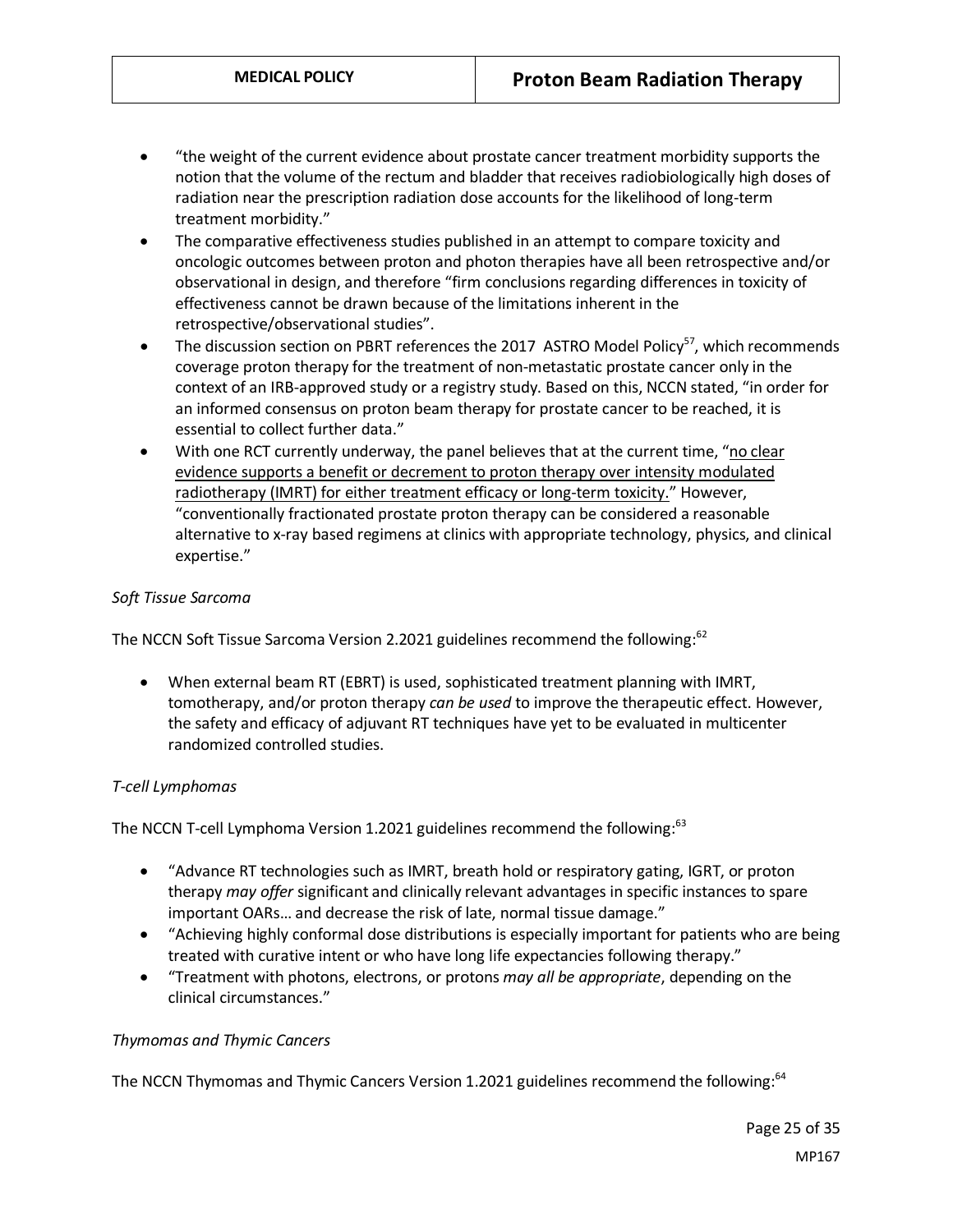- "the weight of the current evidence about prostate cancer treatment morbidity supports the notion that the volume of the rectum and bladder that receives radiobiologically high doses of radiation near the prescription radiation dose accounts for the likelihood of long-term treatment morbidity."
- The comparative effectiveness studies published in an attempt to compare toxicity and oncologic outcomes between proton and photon therapies have all been retrospective and/or observational in design, and therefore "firm conclusions regarding differences in toxicity of effectiveness cannot be drawn because of the limitations inherent in the retrospective/observational studies".
- The discussion section on PBRT references the 2017 ASTRO Model Policy[57], which recommends coverage proton therapy for the treatment of non-metastatic prostate cancer only in the context of an IRB-approved study or a registry study. Based on this, NCCN stated, "in order for an informed consensus on proton beam therapy for prostate cancer to be reached, it is essential to collect further data."
- With one RCT currently underway, the panel believes that at the current time, "<u>no clear evidence supports a benefit or decrement to proton therapy over intensity modulated radiotherapy (IMRT) for either treatment efficacy or long-term toxicity.</u>" However, "conventionally fractionated prostate proton therapy can be considered a reasonable alternative to x-ray based regimens at clinics with appropriate technology, physics, and clinical expertise."

*Soft Tissue Sarcoma*

The NCCN Soft Tissue Sarcoma Version 2.2021 guidelines recommend the following:[62]

- When external beam RT (EBRT) is used, sophisticated treatment planning with IMRT, tomotherapy, and/or proton therapy *can be used* to improve the therapeutic effect. However, the safety and efficacy of adjuvant RT techniques have yet to be evaluated in multicenter randomized controlled studies.

*T-cell Lymphomas*

The NCCN T-cell Lymphoma Version 1.2021 guidelines recommend the following:[63]

- "Advance RT technologies such as IMRT, breath hold or respiratory gating, IGRT, or proton therapy *may offer* significant and clinically relevant advantages in specific instances to spare important OARs… and decrease the risk of late, normal tissue damage."
- "Achieving highly conformal dose distributions is especially important for patients who are being treated with curative intent or who have long life expectancies following therapy."
- "Treatment with photons, electrons, or protons *may all be appropriate*, depending on the clinical circumstances."

*Thymomas and Thymic Cancers*

The NCCN Thymomas and Thymic Cancers Version 1.2021 guidelines recommend the following:[64]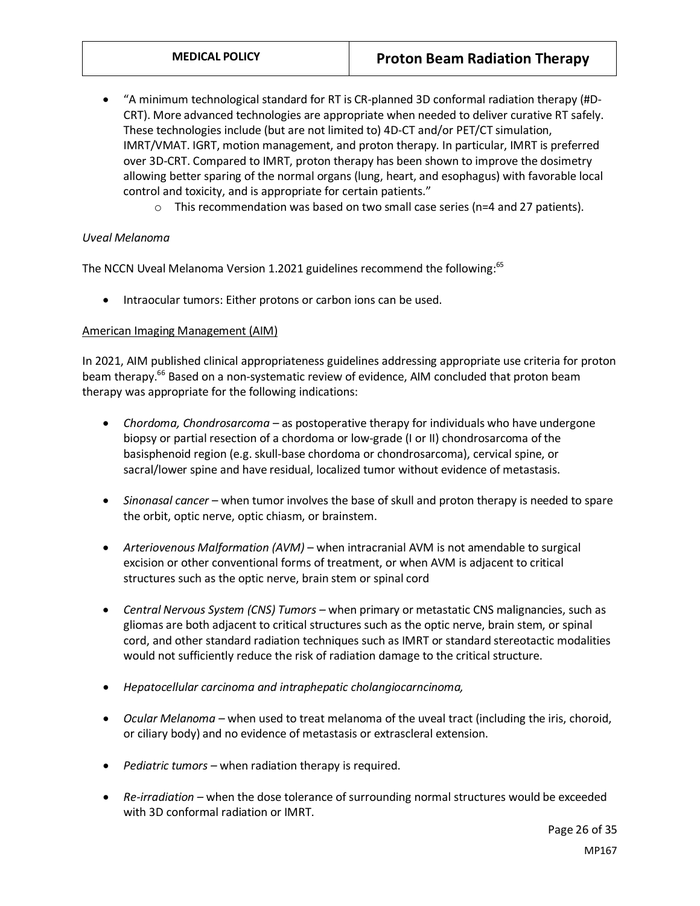- "A minimum technological standard for RT is CR-planned 3D conformal radiation therapy (#D-CRT). More advanced technologies are appropriate when needed to deliver curative RT safely. These technologies include (but are not limited to) 4D-CT and/or PET/CT simulation, IMRT/VMAT. IGRT, motion management, and proton therapy. In particular, IMRT is preferred over 3D-CRT. Compared to IMRT, proton therapy has been shown to improve the dosimetry allowing better sparing of the normal organs (lung, heart, and esophagus) with favorable local control and toxicity, and is appropriate for certain patients."
    - This recommendation was based on two small case series (n=4 and 27 patients).

*Uveal Melanoma*

The NCCN Uveal Melanoma Version 1.2021 guidelines recommend the following:[65]

- Intraocular tumors: Either protons or carbon ions can be used.

American Imaging Management (AIM)

In 2021, AIM published clinical appropriateness guidelines addressing appropriate use criteria for proton beam therapy.[66] Based on a non-systematic review of evidence, AIM concluded that proton beam therapy was appropriate for the following indications:

- *Chordoma, Chondrosarcoma* – as postoperative therapy for individuals who have undergone biopsy or partial resection of a chordoma or low-grade (I or II) chondrosarcoma of the basisphenoid region (e.g. skull-base chordoma or chondrosarcoma), cervical spine, or sacral/lower spine and have residual, localized tumor without evidence of metastasis.

- *Sinonasal cancer* – when tumor involves the base of skull and proton therapy is needed to spare the orbit, optic nerve, optic chiasm, or brainstem.

- *Arteriovenous Malformation (AVM)* – when intracranial AVM is not amendable to surgical excision or other conventional forms of treatment, or when AVM is adjacent to critical structures such as the optic nerve, brain stem or spinal cord

- *Central Nervous System (CNS) Tumors* – when primary or metastatic CNS malignancies, such as gliomas are both adjacent to critical structures such as the optic nerve, brain stem, or spinal cord, and other standard radiation techniques such as IMRT or standard stereotactic modalities would not sufficiently reduce the risk of radiation damage to the critical structure.

- *Hepatocellular carcinoma and intraphepatic cholangiocarncinoma,*

- *Ocular Melanoma* – when used to treat melanoma of the uveal tract (including the iris, choroid, or ciliary body) and no evidence of metastasis or extrascleral extension.

- *Pediatric tumors* – when radiation therapy is required.

- *Re-irradiation* – when the dose tolerance of surrounding normal structures would be exceeded with 3D conformal radiation or IMRT.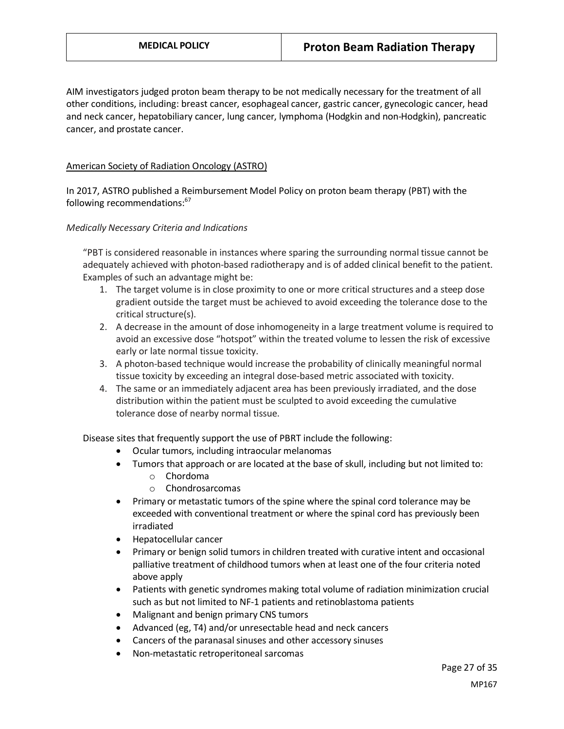AIM investigators judged proton beam therapy to be not medically necessary for the treatment of all other conditions, including: breast cancer, esophageal cancer, gastric cancer, gynecologic cancer, head and neck cancer, hepatobiliary cancer, lung cancer, lymphoma (Hodgkin and non-Hodgkin), pancreatic cancer, and prostate cancer.

American Society of Radiation Oncology (ASTRO)

In 2017, ASTRO published a Reimbursement Model Policy on proton beam therapy (PBT) with the following recommendations:[67]

*Medically Necessary Criteria and Indications*

> "PBT is considered reasonable in instances where sparing the surrounding normal tissue cannot be adequately achieved with photon-based radiotherapy and is of added clinical benefit to the patient. Examples of such an advantage might be:
>
> 1. The target volume is in close proximity to one or more critical structures and a steep dose gradient outside the target must be achieved to avoid exceeding the tolerance dose to the critical structure(s).
> 2. A decrease in the amount of dose inhomogeneity in a large treatment volume is required to avoid an excessive dose "hotspot" within the treated volume to lessen the risk of excessive early or late normal tissue toxicity.
> 3. A photon-based technique would increase the probability of clinically meaningful normal tissue toxicity by exceeding an integral dose-based metric associated with toxicity.
> 4. The same or an immediately adjacent area has been previously irradiated, and the dose distribution within the patient must be sculpted to avoid exceeding the cumulative tolerance dose of nearby normal tissue.
>
> Disease sites that frequently support the use of PBRT include the following:
>
> - Ocular tumors, including intraocular melanomas
> - Tumors that approach or are located at the base of skull, including but not limited to:
>   - Chordoma
>   - Chondrosarcomas
> - Primary or metastatic tumors of the spine where the spinal cord tolerance may be exceeded with conventional treatment or where the spinal cord has previously been irradiated
> - Hepatocellular cancer
> - Primary or benign solid tumors in children treated with curative intent and occasional palliative treatment of childhood tumors when at least one of the four criteria noted above apply
> - Patients with genetic syndromes making total volume of radiation minimization crucial such as but not limited to NF-1 patients and retinoblastoma patients
> - Malignant and benign primary CNS tumors
> - Advanced (eg, T4) and/or unresectable head and neck cancers
> - Cancers of the paranasal sinuses and other accessory sinuses
> - Non-metastatic retroperitoneal sarcomas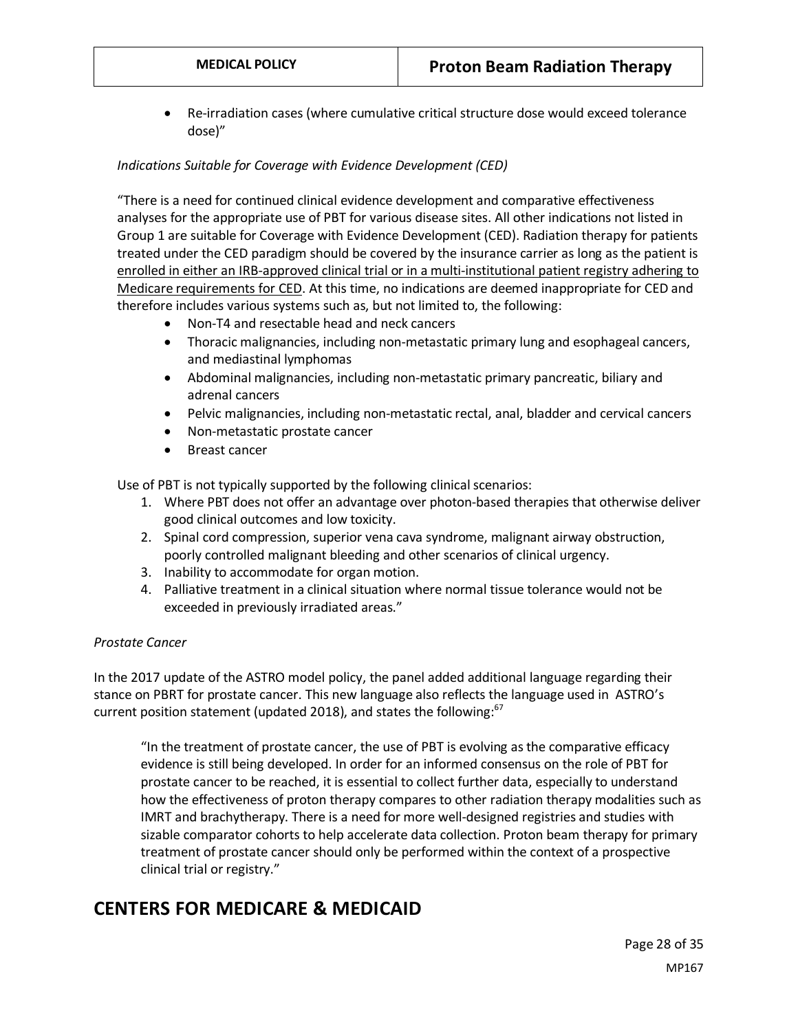- Re-irradiation cases (where cumulative critical structure dose would exceed tolerance dose)"

*Indications Suitable for Coverage with Evidence Development (CED)*

"There is a need for continued clinical evidence development and comparative effectiveness analyses for the appropriate use of PBT for various disease sites. All other indications not listed in Group 1 are suitable for Coverage with Evidence Development (CED). Radiation therapy for patients treated under the CED paradigm should be covered by the insurance carrier as long as the patient is <u>enrolled in either an IRB-approved clinical trial or in a multi-institutional patient registry adhering to Medicare requirements for CED</u>. At this time, no indications are deemed inappropriate for CED and therefore includes various systems such as, but not limited to, the following:

- Non-T4 and resectable head and neck cancers
- Thoracic malignancies, including non-metastatic primary lung and esophageal cancers, and mediastinal lymphomas
- Abdominal malignancies, including non-metastatic primary pancreatic, biliary and adrenal cancers
- Pelvic malignancies, including non-metastatic rectal, anal, bladder and cervical cancers
- Non-metastatic prostate cancer
- Breast cancer

Use of PBT is not typically supported by the following clinical scenarios:

1. Where PBT does not offer an advantage over photon-based therapies that otherwise deliver good clinical outcomes and low toxicity.
2. Spinal cord compression, superior vena cava syndrome, malignant airway obstruction, poorly controlled malignant bleeding and other scenarios of clinical urgency.
3. Inability to accommodate for organ motion.
4. Palliative treatment in a clinical situation where normal tissue tolerance would not be exceeded in previously irradiated areas."

*Prostate Cancer*

In the 2017 update of the ASTRO model policy, the panel added additional language regarding their stance on PBRT for prostate cancer. This new language also reflects the language used in ASTRO's current position statement (updated 2018), and states the following:[67]

> "In the treatment of prostate cancer, the use of PBT is evolving as the comparative efficacy evidence is still being developed. In order for an informed consensus on the role of PBT for prostate cancer to be reached, it is essential to collect further data, especially to understand how the effectiveness of proton therapy compares to other radiation therapy modalities such as IMRT and brachytherapy. There is a need for more well-designed registries and studies with sizable comparator cohorts to help accelerate data collection. Proton beam therapy for primary treatment of prostate cancer should only be performed within the context of a prospective clinical trial or registry."

# CENTERS FOR MEDICARE & MEDICAID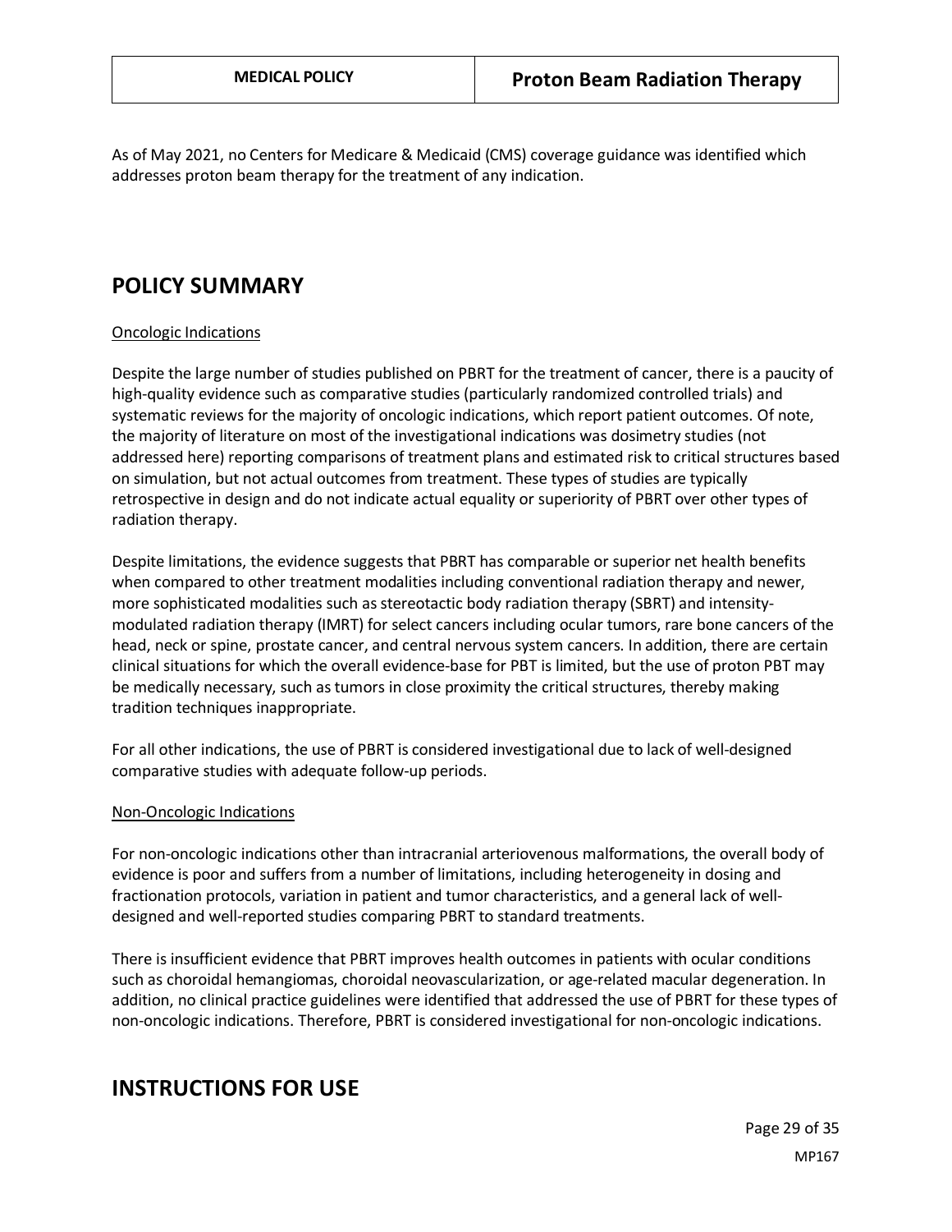As of May 2021, no Centers for Medicare & Medicaid (CMS) coverage guidance was identified which addresses proton beam therapy for the treatment of any indication.

## POLICY SUMMARY

<u>Oncologic Indications</u>

Despite the large number of studies published on PBRT for the treatment of cancer, there is a paucity of high-quality evidence such as comparative studies (particularly randomized controlled trials) and systematic reviews for the majority of oncologic indications, which report patient outcomes. Of note, the majority of literature on most of the investigational indications was dosimetry studies (not addressed here) reporting comparisons of treatment plans and estimated risk to critical structures based on simulation, but not actual outcomes from treatment. These types of studies are typically retrospective in design and do not indicate actual equality or superiority of PBRT over other types of radiation therapy.

Despite limitations, the evidence suggests that PBRT has comparable or superior net health benefits when compared to other treatment modalities including conventional radiation therapy and newer, more sophisticated modalities such as stereotactic body radiation therapy (SBRT) and intensity-modulated radiation therapy (IMRT) for select cancers including ocular tumors, rare bone cancers of the head, neck or spine, prostate cancer, and central nervous system cancers. In addition, there are certain clinical situations for which the overall evidence-base for PBT is limited, but the use of proton PBT may be medically necessary, such as tumors in close proximity the critical structures, thereby making tradition techniques inappropriate.

For all other indications, the use of PBRT is considered investigational due to lack of well-designed comparative studies with adequate follow-up periods.

<u>Non-Oncologic Indications</u>

For non-oncologic indications other than intracranial arteriovenous malformations, the overall body of evidence is poor and suffers from a number of limitations, including heterogeneity in dosing and fractionation protocols, variation in patient and tumor characteristics, and a general lack of well-designed and well-reported studies comparing PBRT to standard treatments.

There is insufficient evidence that PBRT improves health outcomes in patients with ocular conditions such as choroidal hemangiomas, choroidal neovascularization, or age-related macular degeneration. In addition, no clinical practice guidelines were identified that addressed the use of PBRT for these types of non-oncologic indications. Therefore, PBRT is considered investigational for non-oncologic indications.

## INSTRUCTIONS FOR USE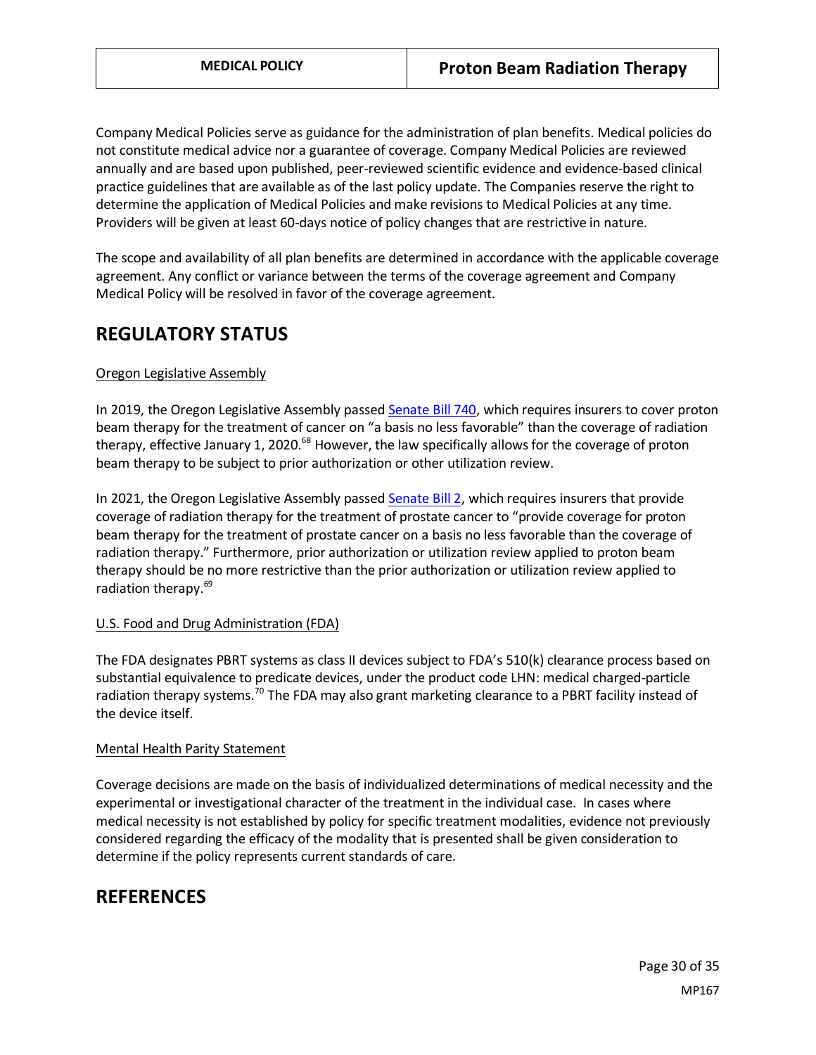Company Medical Policies serve as guidance for the administration of plan benefits. Medical policies do not constitute medical advice nor a guarantee of coverage. Company Medical Policies are reviewed annually and are based upon published, peer-reviewed scientific evidence and evidence-based clinical practice guidelines that are available as of the last policy update. The Companies reserve the right to determine the application of Medical Policies and make revisions to Medical Policies at any time. Providers will be given at least 60-days notice of policy changes that are restrictive in nature.

The scope and availability of all plan benefits are determined in accordance with the applicable coverage agreement. Any conflict or variance between the terms of the coverage agreement and Company Medical Policy will be resolved in favor of the coverage agreement.

# REGULATORY STATUS

Oregon Legislative Assembly

In 2019, the Oregon Legislative Assembly passed Senate Bill 740, which requires insurers to cover proton beam therapy for the treatment of cancer on "a basis no less favorable" than the coverage of radiation therapy, effective January 1, 2020.[68] However, the law specifically allows for the coverage of proton beam therapy to be subject to prior authorization or other utilization review.

In 2021, the Oregon Legislative Assembly passed Senate Bill 2, which requires insurers that provide coverage of radiation therapy for the treatment of prostate cancer to "provide coverage for proton beam therapy for the treatment of prostate cancer on a basis no less favorable than the coverage of radiation therapy." Furthermore, prior authorization or utilization review applied to proton beam therapy should be no more restrictive than the prior authorization or utilization review applied to radiation therapy.[69]

U.S. Food and Drug Administration (FDA)

The FDA designates PBRT systems as class II devices subject to FDA's 510(k) clearance process based on substantial equivalence to predicate devices, under the product code LHN: medical charged-particle radiation therapy systems.[70] The FDA may also grant marketing clearance to a PBRT facility instead of the device itself.

Mental Health Parity Statement

Coverage decisions are made on the basis of individualized determinations of medical necessity and the experimental or investigational character of the treatment in the individual case. In cases where medical necessity is not established by policy for specific treatment modalities, evidence not previously considered regarding the efficacy of the modality that is presented shall be given consideration to determine if the policy represents current standards of care.

# REFERENCES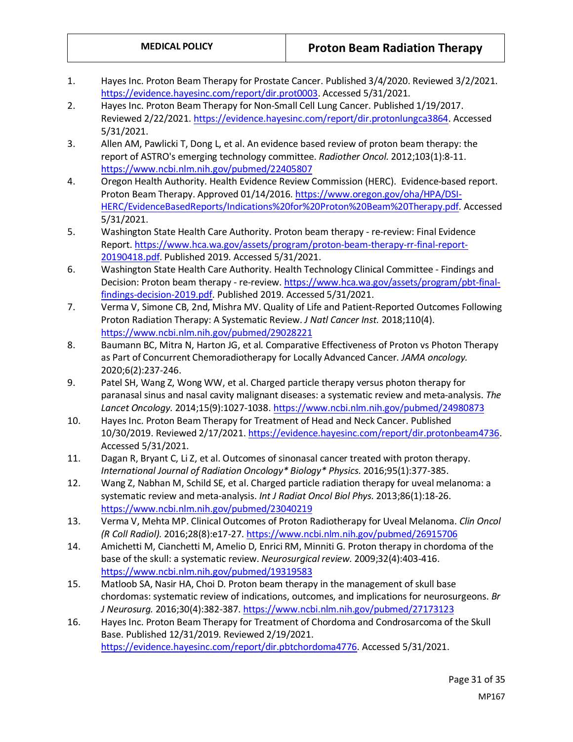1. Hayes Inc. Proton Beam Therapy for Prostate Cancer. Published 3/4/2020. Reviewed 3/2/2021. https://evidence.hayesinc.com/report/dir.prot0003. Accessed 5/31/2021.
2. Hayes Inc. Proton Beam Therapy for Non-Small Cell Lung Cancer. Published 1/19/2017. Reviewed 2/22/2021. https://evidence.hayesinc.com/report/dir.protonlungca3864. Accessed 5/31/2021.
3. Allen AM, Pawlicki T, Dong L, et al. An evidence based review of proton beam therapy: the report of ASTRO's emerging technology committee. *Radiother Oncol.* 2012;103(1):8-11. https://www.ncbi.nlm.nih.gov/pubmed/22405807
4. Oregon Health Authority. Health Evidence Review Commission (HERC). Evidence-based report. Proton Beam Therapy. Approved 01/14/2016. https://www.oregon.gov/oha/HPA/DSI-HERC/EvidenceBasedReports/Indications%20for%20Proton%20Beam%20Therapy.pdf. Accessed 5/31/2021.
5. Washington State Health Care Authority. Proton beam therapy - re-review: Final Evidence Report. https://www.hca.wa.gov/assets/program/proton-beam-therapy-rr-final-report-20190418.pdf. Published 2019. Accessed 5/31/2021.
6. Washington State Health Care Authority. Health Technology Clinical Committee - Findings and Decision: Proton beam therapy - re-review. https://www.hca.wa.gov/assets/program/pbt-final-findings-decision-2019.pdf. Published 2019. Accessed 5/31/2021.
7. Verma V, Simone CB, 2nd, Mishra MV. Quality of Life and Patient-Reported Outcomes Following Proton Radiation Therapy: A Systematic Review. *J Natl Cancer Inst.* 2018;110(4). https://www.ncbi.nlm.nih.gov/pubmed/29028221
8. Baumann BC, Mitra N, Harton JG, et al. Comparative Effectiveness of Proton vs Photon Therapy as Part of Concurrent Chemoradiotherapy for Locally Advanced Cancer. *JAMA oncology.* 2020;6(2):237-246.
9. Patel SH, Wang Z, Wong WW, et al. Charged particle therapy versus photon therapy for paranasal sinus and nasal cavity malignant diseases: a systematic review and meta-analysis. *The Lancet Oncology.* 2014;15(9):1027-1038. https://www.ncbi.nlm.nih.gov/pubmed/24980873
10. Hayes Inc. Proton Beam Therapy for Treatment of Head and Neck Cancer. Published 10/30/2019. Reviewed 2/17/2021. https://evidence.hayesinc.com/report/dir.protonbeam4736. Accessed 5/31/2021.
11. Dagan R, Bryant C, Li Z, et al. Outcomes of sinonasal cancer treated with proton therapy. *International Journal of Radiation Oncology\* Biology\* Physics.* 2016;95(1):377-385.
12. Wang Z, Nabhan M, Schild SE, et al. Charged particle radiation therapy for uveal melanoma: a systematic review and meta-analysis. *Int J Radiat Oncol Biol Phys.* 2013;86(1):18-26. https://www.ncbi.nlm.nih.gov/pubmed/23040219
13. Verma V, Mehta MP. Clinical Outcomes of Proton Radiotherapy for Uveal Melanoma. *Clin Oncol (R Coll Radiol).* 2016;28(8):e17-27. https://www.ncbi.nlm.nih.gov/pubmed/26915706
14. Amichetti M, Cianchetti M, Amelio D, Enrici RM, Minniti G. Proton therapy in chordoma of the base of the skull: a systematic review. *Neurosurgical review.* 2009;32(4):403-416. https://www.ncbi.nlm.nih.gov/pubmed/19319583
15. Matloob SA, Nasir HA, Choi D. Proton beam therapy in the management of skull base chordomas: systematic review of indications, outcomes, and implications for neurosurgeons. *Br J Neurosurg.* 2016;30(4):382-387. https://www.ncbi.nlm.nih.gov/pubmed/27173123
16. Hayes Inc. Proton Beam Therapy for Treatment of Chordoma and Condrosarcoma of the Skull Base. Published 12/31/2019. Reviewed 2/19/2021. https://evidence.hayesinc.com/report/dir.pbtchordoma4776. Accessed 5/31/2021.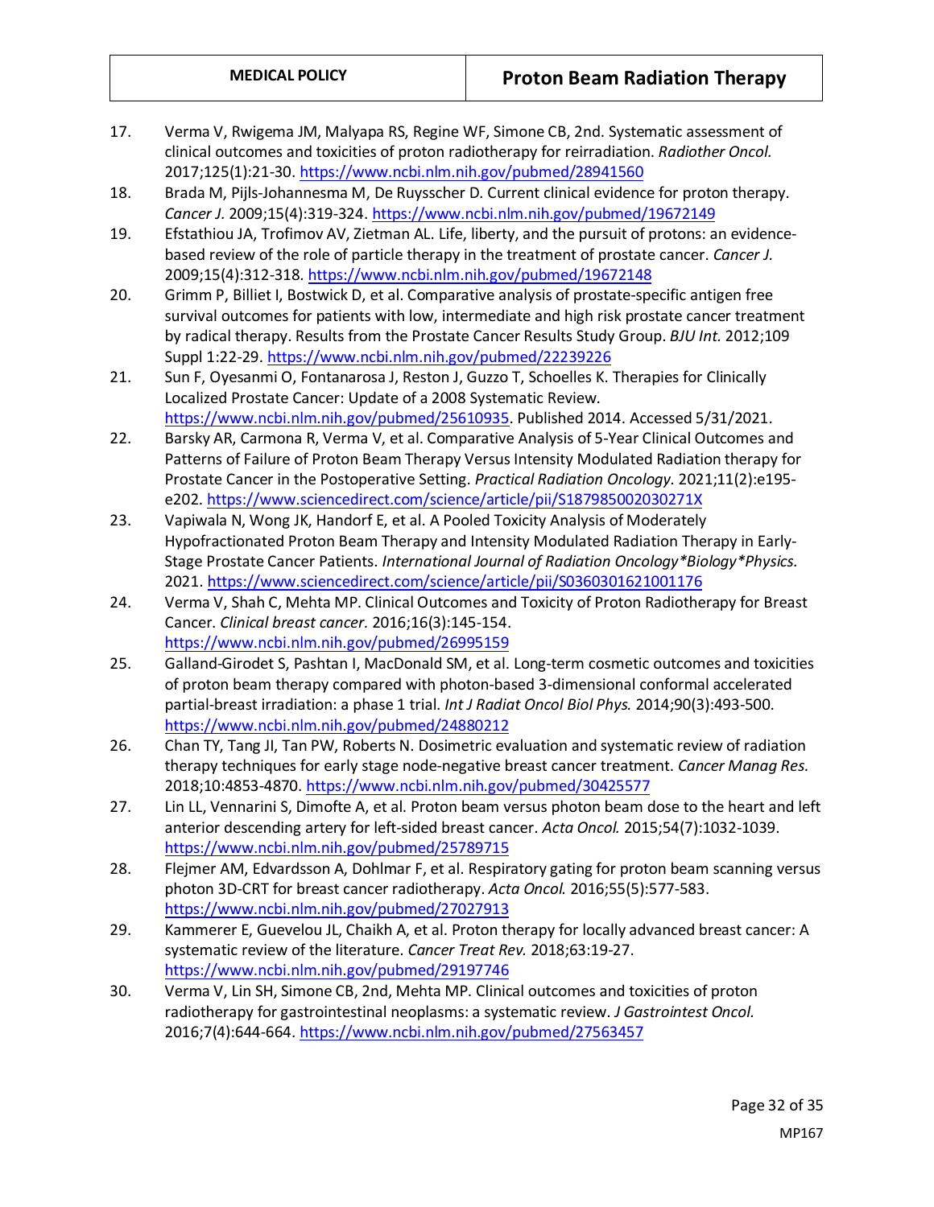17. Verma V, Rwigema JM, Malyapa RS, Regine WF, Simone CB, 2nd. Systematic assessment of clinical outcomes and toxicities of proton radiotherapy for reirradiation. *Radiother Oncol.* 2017;125(1):21-30. https://www.ncbi.nlm.nih.gov/pubmed/28941560
18. Brada M, Pijls-Johannesma M, De Ruysscher D. Current clinical evidence for proton therapy. *Cancer J.* 2009;15(4):319-324. https://www.ncbi.nlm.nih.gov/pubmed/19672149
19. Efstathiou JA, Trofimov AV, Zietman AL. Life, liberty, and the pursuit of protons: an evidence-based review of the role of particle therapy in the treatment of prostate cancer. *Cancer J.* 2009;15(4):312-318. https://www.ncbi.nlm.nih.gov/pubmed/19672148
20. Grimm P, Billiet I, Bostwick D, et al. Comparative analysis of prostate-specific antigen free survival outcomes for patients with low, intermediate and high risk prostate cancer treatment by radical therapy. Results from the Prostate Cancer Results Study Group. *BJU Int.* 2012;109 Suppl 1:22-29. https://www.ncbi.nlm.nih.gov/pubmed/22239226
21. Sun F, Oyesanmi O, Fontanarosa J, Reston J, Guzzo T, Schoelles K. Therapies for Clinically Localized Prostate Cancer: Update of a 2008 Systematic Review. https://www.ncbi.nlm.nih.gov/pubmed/25610935. Published 2014. Accessed 5/31/2021.
22. Barsky AR, Carmona R, Verma V, et al. Comparative Analysis of 5-Year Clinical Outcomes and Patterns of Failure of Proton Beam Therapy Versus Intensity Modulated Radiation therapy for Prostate Cancer in the Postoperative Setting. *Practical Radiation Oncology.* 2021;11(2):e195-e202. https://www.sciencedirect.com/science/article/pii/S187985002030271X
23. Vapiwala N, Wong JK, Handorf E, et al. A Pooled Toxicity Analysis of Moderately Hypofractionated Proton Beam Therapy and Intensity Modulated Radiation Therapy in Early-Stage Prostate Cancer Patients. *International Journal of Radiation Oncology*Biology*Physics.* 2021. https://www.sciencedirect.com/science/article/pii/S0360301621001176
24. Verma V, Shah C, Mehta MP. Clinical Outcomes and Toxicity of Proton Radiotherapy for Breast Cancer. *Clinical breast cancer.* 2016;16(3):145-154. https://www.ncbi.nlm.nih.gov/pubmed/26995159
25. Galland-Girodet S, Pashtan I, MacDonald SM, et al. Long-term cosmetic outcomes and toxicities of proton beam therapy compared with photon-based 3-dimensional conformal accelerated partial-breast irradiation: a phase 1 trial. *Int J Radiat Oncol Biol Phys.* 2014;90(3):493-500. https://www.ncbi.nlm.nih.gov/pubmed/24880212
26. Chan TY, Tang JI, Tan PW, Roberts N. Dosimetric evaluation and systematic review of radiation therapy techniques for early stage node-negative breast cancer treatment. *Cancer Manag Res.* 2018;10:4853-4870. https://www.ncbi.nlm.nih.gov/pubmed/30425577
27. Lin LL, Vennarini S, Dimofte A, et al. Proton beam versus photon beam dose to the heart and left anterior descending artery for left-sided breast cancer. *Acta Oncol.* 2015;54(7):1032-1039. https://www.ncbi.nlm.nih.gov/pubmed/25789715
28. Flejmer AM, Edvardsson A, Dohlmar F, et al. Respiratory gating for proton beam scanning versus photon 3D-CRT for breast cancer radiotherapy. *Acta Oncol.* 2016;55(5):577-583. https://www.ncbi.nlm.nih.gov/pubmed/27027913
29. Kammerer E, Guevelou JL, Chaikh A, et al. Proton therapy for locally advanced breast cancer: A systematic review of the literature. *Cancer Treat Rev.* 2018;63:19-27. https://www.ncbi.nlm.nih.gov/pubmed/29197746
30. Verma V, Lin SH, Simone CB, 2nd, Mehta MP. Clinical outcomes and toxicities of proton radiotherapy for gastrointestinal neoplasms: a systematic review. *J Gastrointest Oncol.* 2016;7(4):644-664. https://www.ncbi.nlm.nih.gov/pubmed/27563457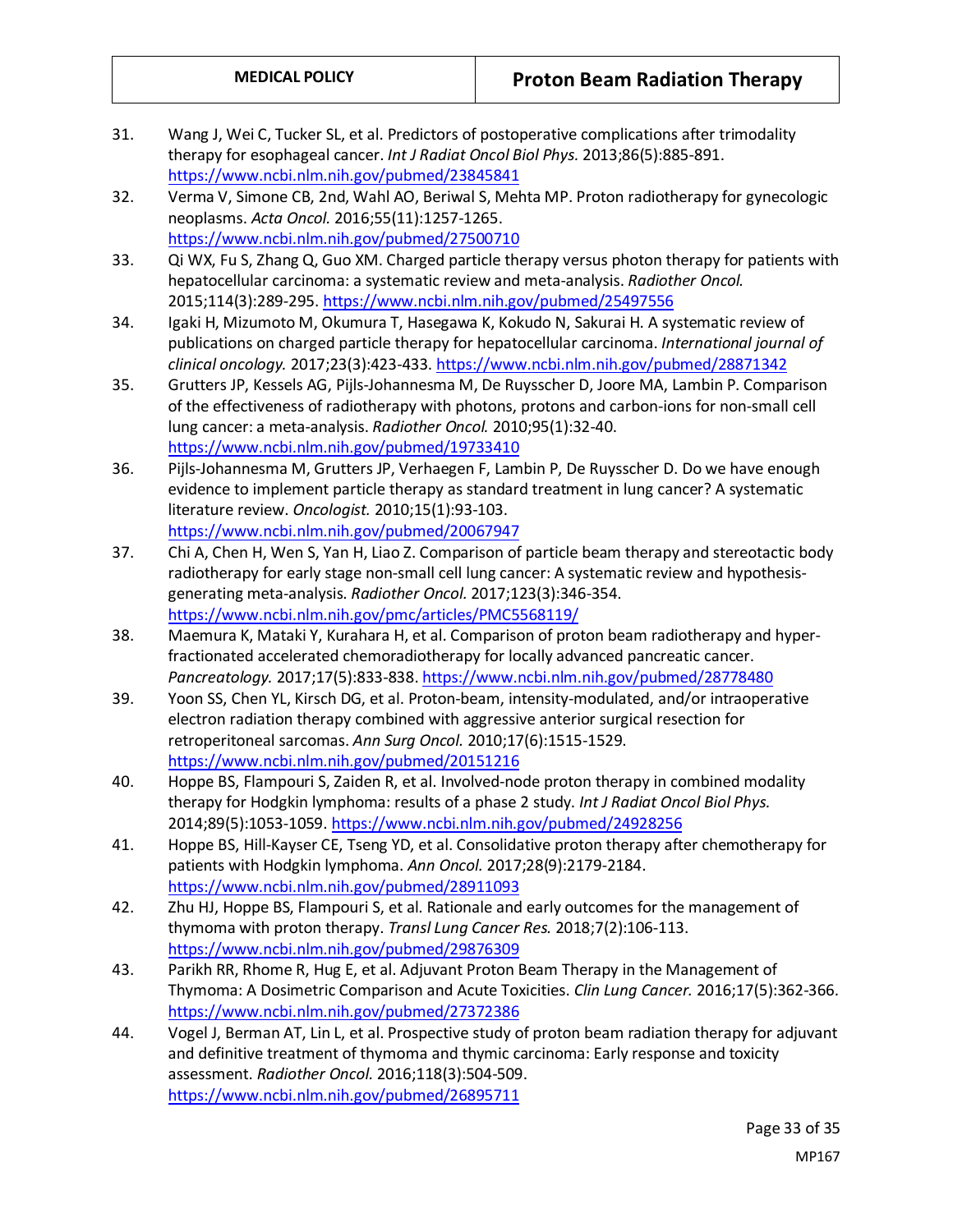31. Wang J, Wei C, Tucker SL, et al. Predictors of postoperative complications after trimodality therapy for esophageal cancer. *Int J Radiat Oncol Biol Phys.* 2013;86(5):885-891. https://www.ncbi.nlm.nih.gov/pubmed/23845841
32. Verma V, Simone CB, 2nd, Wahl AO, Beriwal S, Mehta MP. Proton radiotherapy for gynecologic neoplasms. *Acta Oncol.* 2016;55(11):1257-1265. https://www.ncbi.nlm.nih.gov/pubmed/27500710
33. Qi WX, Fu S, Zhang Q, Guo XM. Charged particle therapy versus photon therapy for patients with hepatocellular carcinoma: a systematic review and meta-analysis. *Radiother Oncol.* 2015;114(3):289-295. https://www.ncbi.nlm.nih.gov/pubmed/25497556
34. Igaki H, Mizumoto M, Okumura T, Hasegawa K, Kokudo N, Sakurai H. A systematic review of publications on charged particle therapy for hepatocellular carcinoma. *International journal of clinical oncology.* 2017;23(3):423-433. https://www.ncbi.nlm.nih.gov/pubmed/28871342
35. Grutters JP, Kessels AG, Pijls-Johannesma M, De Ruysscher D, Joore MA, Lambin P. Comparison of the effectiveness of radiotherapy with photons, protons and carbon-ions for non-small cell lung cancer: a meta-analysis. *Radiother Oncol.* 2010;95(1):32-40. https://www.ncbi.nlm.nih.gov/pubmed/19733410
36. Pijls-Johannesma M, Grutters JP, Verhaegen F, Lambin P, De Ruysscher D. Do we have enough evidence to implement particle therapy as standard treatment in lung cancer? A systematic literature review. *Oncologist.* 2010;15(1):93-103. https://www.ncbi.nlm.nih.gov/pubmed/20067947
37. Chi A, Chen H, Wen S, Yan H, Liao Z. Comparison of particle beam therapy and stereotactic body radiotherapy for early stage non-small cell lung cancer: A systematic review and hypothesis-generating meta-analysis. *Radiother Oncol.* 2017;123(3):346-354. https://www.ncbi.nlm.nih.gov/pmc/articles/PMC5568119/
38. Maemura K, Mataki Y, Kurahara H, et al. Comparison of proton beam radiotherapy and hyper-fractionated accelerated chemoradiotherapy for locally advanced pancreatic cancer. *Pancreatology.* 2017;17(5):833-838. https://www.ncbi.nlm.nih.gov/pubmed/28778480
39. Yoon SS, Chen YL, Kirsch DG, et al. Proton-beam, intensity-modulated, and/or intraoperative electron radiation therapy combined with aggressive anterior surgical resection for retroperitoneal sarcomas. *Ann Surg Oncol.* 2010;17(6):1515-1529. https://www.ncbi.nlm.nih.gov/pubmed/20151216
40. Hoppe BS, Flampouri S, Zaiden R, et al. Involved-node proton therapy in combined modality therapy for Hodgkin lymphoma: results of a phase 2 study. *Int J Radiat Oncol Biol Phys.* 2014;89(5):1053-1059. https://www.ncbi.nlm.nih.gov/pubmed/24928256
41. Hoppe BS, Hill-Kayser CE, Tseng YD, et al. Consolidative proton therapy after chemotherapy for patients with Hodgkin lymphoma. *Ann Oncol.* 2017;28(9):2179-2184. https://www.ncbi.nlm.nih.gov/pubmed/28911093
42. Zhu HJ, Hoppe BS, Flampouri S, et al. Rationale and early outcomes for the management of thymoma with proton therapy. *Transl Lung Cancer Res.* 2018;7(2):106-113. https://www.ncbi.nlm.nih.gov/pubmed/29876309
43. Parikh RR, Rhome R, Hug E, et al. Adjuvant Proton Beam Therapy in the Management of Thymoma: A Dosimetric Comparison and Acute Toxicities. *Clin Lung Cancer.* 2016;17(5):362-366. https://www.ncbi.nlm.nih.gov/pubmed/27372386
44. Vogel J, Berman AT, Lin L, et al. Prospective study of proton beam radiation therapy for adjuvant and definitive treatment of thymoma and thymic carcinoma: Early response and toxicity assessment. *Radiother Oncol.* 2016;118(3):504-509. https://www.ncbi.nlm.nih.gov/pubmed/26895711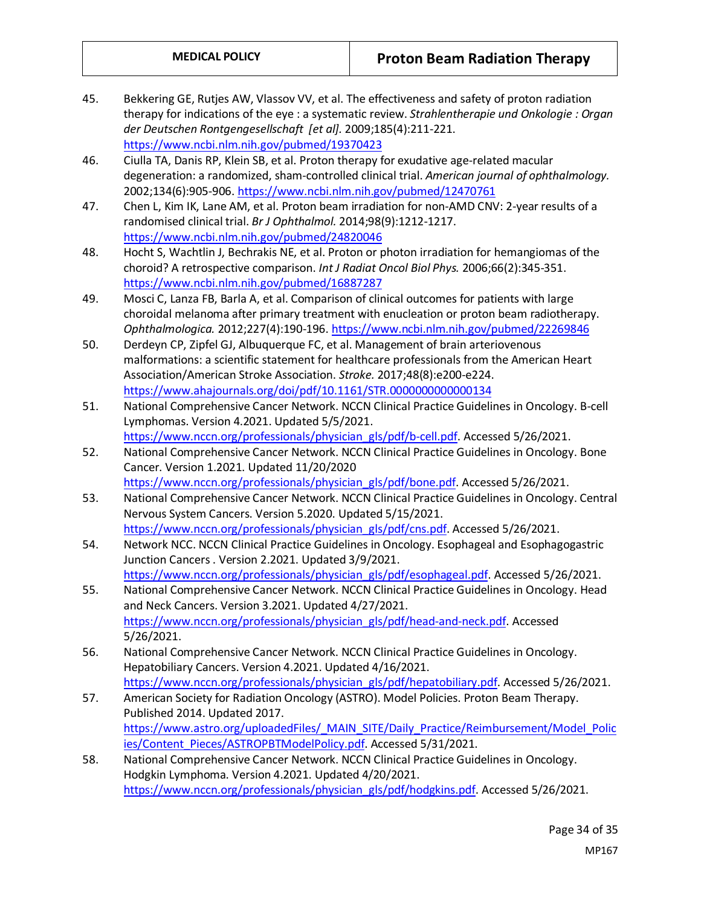45. Bekkering GE, Rutjes AW, Vlassov VV, et al. The effectiveness and safety of proton radiation therapy for indications of the eye : a systematic review. *Strahlentherapie und Onkologie : Organ der Deutschen Rontgengesellschaft [et al]*. 2009;185(4):211-221. https://www.ncbi.nlm.nih.gov/pubmed/19370423
46. Ciulla TA, Danis RP, Klein SB, et al. Proton therapy for exudative age-related macular degeneration: a randomized, sham-controlled clinical trial. *American journal of ophthalmology.* 2002;134(6):905-906. https://www.ncbi.nlm.nih.gov/pubmed/12470761
47. Chen L, Kim IK, Lane AM, et al. Proton beam irradiation for non-AMD CNV: 2-year results of a randomised clinical trial. *Br J Ophthalmol.* 2014;98(9):1212-1217. https://www.ncbi.nlm.nih.gov/pubmed/24820046
48. Hocht S, Wachtlin J, Bechrakis NE, et al. Proton or photon irradiation for hemangiomas of the choroid? A retrospective comparison. *Int J Radiat Oncol Biol Phys.* 2006;66(2):345-351. https://www.ncbi.nlm.nih.gov/pubmed/16887287
49. Mosci C, Lanza FB, Barla A, et al. Comparison of clinical outcomes for patients with large choroidal melanoma after primary treatment with enucleation or proton beam radiotherapy. *Ophthalmologica.* 2012;227(4):190-196. https://www.ncbi.nlm.nih.gov/pubmed/22269846
50. Derdeyn CP, Zipfel GJ, Albuquerque FC, et al. Management of brain arteriovenous malformations: a scientific statement for healthcare professionals from the American Heart Association/American Stroke Association. *Stroke.* 2017;48(8):e200-e224. https://www.ahajournals.org/doi/pdf/10.1161/STR.0000000000000134
51. National Comprehensive Cancer Network. NCCN Clinical Practice Guidelines in Oncology. B-cell Lymphomas. Version 4.2021. Updated 5/5/2021. https://www.nccn.org/professionals/physician_gls/pdf/b-cell.pdf. Accessed 5/26/2021.
52. National Comprehensive Cancer Network. NCCN Clinical Practice Guidelines in Oncology. Bone Cancer. Version 1.2021. Updated 11/20/2020 https://www.nccn.org/professionals/physician_gls/pdf/bone.pdf. Accessed 5/26/2021.
53. National Comprehensive Cancer Network. NCCN Clinical Practice Guidelines in Oncology. Central Nervous System Cancers. Version 5.2020. Updated 5/15/2021. https://www.nccn.org/professionals/physician_gls/pdf/cns.pdf. Accessed 5/26/2021.
54. Network NCC. NCCN Clinical Practice Guidelines in Oncology. Esophageal and Esophagogastric Junction Cancers . Version 2.2021. Updated 3/9/2021. https://www.nccn.org/professionals/physician_gls/pdf/esophageal.pdf. Accessed 5/26/2021.
55. National Comprehensive Cancer Network. NCCN Clinical Practice Guidelines in Oncology. Head and Neck Cancers. Version 3.2021. Updated 4/27/2021. https://www.nccn.org/professionals/physician_gls/pdf/head-and-neck.pdf. Accessed 5/26/2021.
56. National Comprehensive Cancer Network. NCCN Clinical Practice Guidelines in Oncology. Hepatobiliary Cancers. Version 4.2021. Updated 4/16/2021. https://www.nccn.org/professionals/physician_gls/pdf/hepatobiliary.pdf. Accessed 5/26/2021.
57. American Society for Radiation Oncology (ASTRO). Model Policies. Proton Beam Therapy. Published 2014. Updated 2017. https://www.astro.org/uploadedFiles/_MAIN_SITE/Daily_Practice/Reimbursement/Model_Policies/Content_Pieces/ASTROPBTModelPolicy.pdf. Accessed 5/31/2021.
58. National Comprehensive Cancer Network. NCCN Clinical Practice Guidelines in Oncology. Hodgkin Lymphoma. Version 4.2021. Updated 4/20/2021. https://www.nccn.org/professionals/physician_gls/pdf/hodgkins.pdf. Accessed 5/26/2021.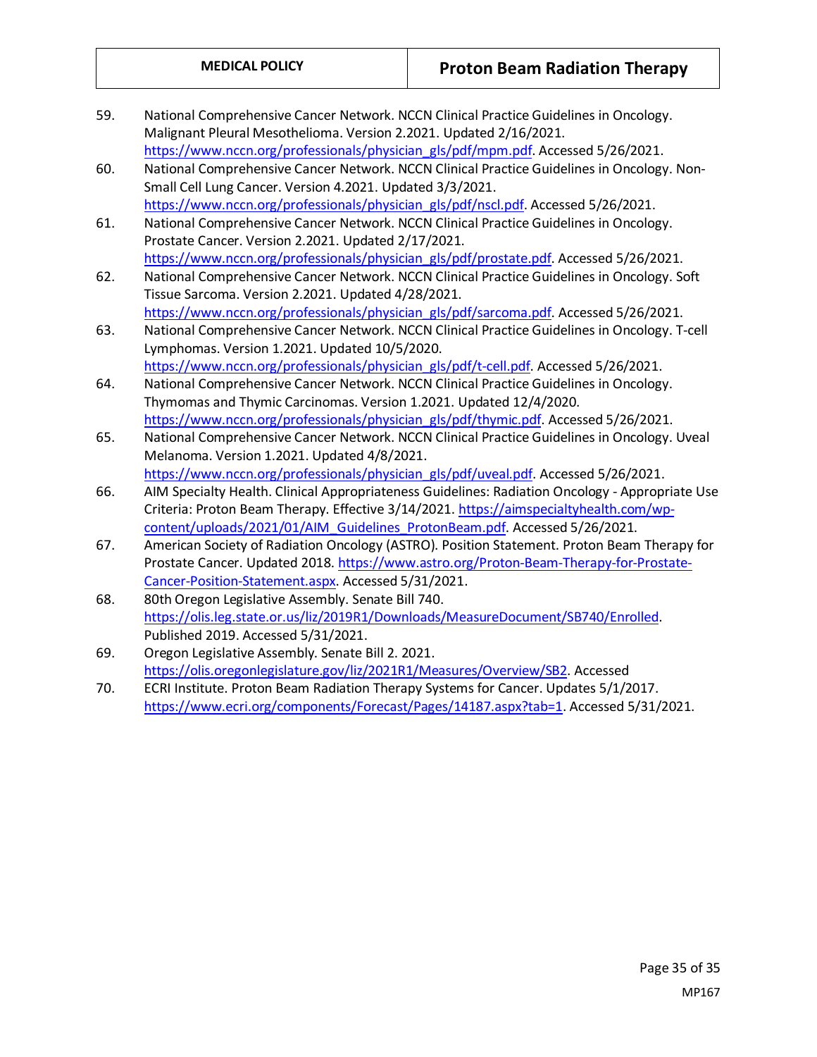59. National Comprehensive Cancer Network. NCCN Clinical Practice Guidelines in Oncology. Malignant Pleural Mesothelioma. Version 2.2021. Updated 2/16/2021. https://www.nccn.org/professionals/physician_gls/pdf/mpm.pdf. Accessed 5/26/2021.
60. National Comprehensive Cancer Network. NCCN Clinical Practice Guidelines in Oncology. Non-Small Cell Lung Cancer. Version 4.2021. Updated 3/3/2021. https://www.nccn.org/professionals/physician_gls/pdf/nscl.pdf. Accessed 5/26/2021.
61. National Comprehensive Cancer Network. NCCN Clinical Practice Guidelines in Oncology. Prostate Cancer. Version 2.2021. Updated 2/17/2021. https://www.nccn.org/professionals/physician_gls/pdf/prostate.pdf. Accessed 5/26/2021.
62. National Comprehensive Cancer Network. NCCN Clinical Practice Guidelines in Oncology. Soft Tissue Sarcoma. Version 2.2021. Updated 4/28/2021. https://www.nccn.org/professionals/physician_gls/pdf/sarcoma.pdf. Accessed 5/26/2021.
63. National Comprehensive Cancer Network. NCCN Clinical Practice Guidelines in Oncology. T-cell Lymphomas. Version 1.2021. Updated 10/5/2020. https://www.nccn.org/professionals/physician_gls/pdf/t-cell.pdf. Accessed 5/26/2021.
64. National Comprehensive Cancer Network. NCCN Clinical Practice Guidelines in Oncology. Thymomas and Thymic Carcinomas. Version 1.2021. Updated 12/4/2020. https://www.nccn.org/professionals/physician_gls/pdf/thymic.pdf. Accessed 5/26/2021.
65. National Comprehensive Cancer Network. NCCN Clinical Practice Guidelines in Oncology. Uveal Melanoma. Version 1.2021. Updated 4/8/2021. https://www.nccn.org/professionals/physician_gls/pdf/uveal.pdf. Accessed 5/26/2021.
66. AIM Specialty Health. Clinical Appropriateness Guidelines: Radiation Oncology - Appropriate Use Criteria: Proton Beam Therapy. Effective 3/14/2021. https://aimspecialtyhealth.com/wp-content/uploads/2021/01/AIM_Guidelines_ProtonBeam.pdf. Accessed 5/26/2021.
67. American Society of Radiation Oncology (ASTRO). Position Statement. Proton Beam Therapy for Prostate Cancer. Updated 2018. https://www.astro.org/Proton-Beam-Therapy-for-Prostate-Cancer-Position-Statement.aspx. Accessed 5/31/2021.
68. 80th Oregon Legislative Assembly. Senate Bill 740. https://olis.leg.state.or.us/liz/2019R1/Downloads/MeasureDocument/SB740/Enrolled. Published 2019. Accessed 5/31/2021.
69. Oregon Legislative Assembly. Senate Bill 2. 2021. https://olis.oregonlegislature.gov/liz/2021R1/Measures/Overview/SB2. Accessed
70. ECRI Institute. Proton Beam Radiation Therapy Systems for Cancer. Updates 5/1/2017. https://www.ecri.org/components/Forecast/Pages/14187.aspx?tab=1. Accessed 5/31/2021.